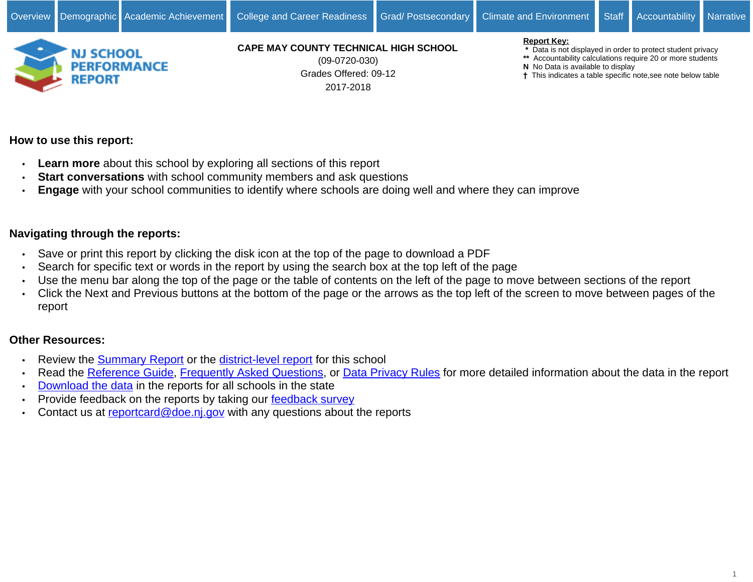Overview | Demographic | Academic Achievement | College and Career Readiness | Grad/ Postsecondary | Climate and Environment | Staff | Accountability | Narrative

NJ SCHOOL PERFORMANCE REPORT

**CAPE MAY COUNTY TECHNICAL HIGH SCHOOL**

(09-0720-030)

Grades Offered: 09-12

2017-2018

**Report Key:**

- **\*** Data is not displayed in order to protect student privacy
- **\*\*** Accountability calculations require 20 or more students
- **N** No Data is available to display
- **†** This indicates a table specific note,see note below table

## How to use this report:

- **Learn more** about this school by exploring all sections of this report
- **Start conversations** with school community members and ask questions
- **Engage** with your school communities to identify where schools are doing well and where they can improve

## Navigating through the reports:

- Save or print this report by clicking the disk icon at the top of the page to download a PDF
- Search for specific text or words in the report by using the search box at the top left of the page
- Use the menu bar along the top of the page or the table of contents on the left of the page to move between sections of the report
- Click the Next and Previous buttons at the bottom of the page or the arrows as the top left of the screen to move between pages of the report

## Other Resources:

- Review the Summary Report or the district-level report for this school
- Read the Reference Guide, Frequently Asked Questions, or Data Privacy Rules for more detailed information about the data in the report
- Download the data in the reports for all schools in the state
- Provide feedback on the reports by taking our feedback survey
- Contact us at reportcard@doe.nj.gov with any questions about the reports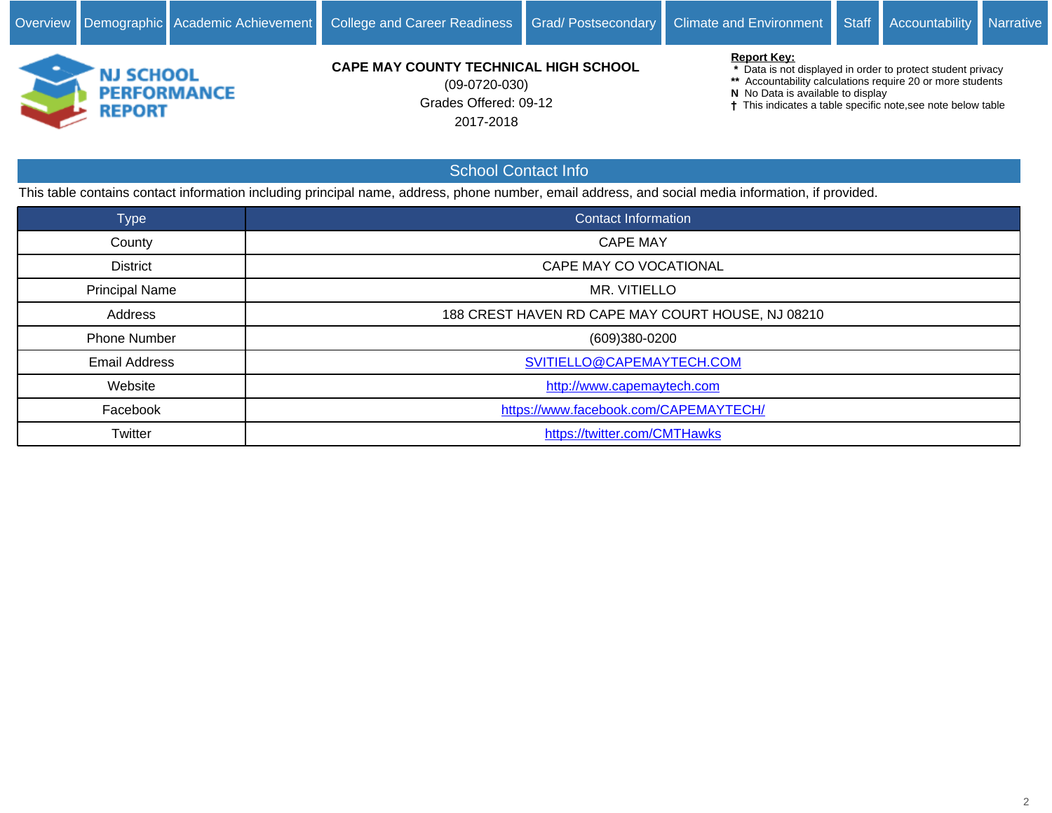Overview | Demographic | Academic Achievement | College and Career Readiness | Grad/ Postsecondary | Climate and Environment | Staff | Accountability | Narrative

**NJ SCHOOL PERFORMANCE REPORT**

**CAPE MAY COUNTY TECHNICAL HIGH SCHOOL**

(09-0720-030)

Grades Offered: 09-12

2017-2018

**Report Key:**
- * Data is not displayed in order to protect student privacy
- ** Accountability calculations require 20 or more students
- N No Data is available to display
- † This indicates a table specific note,see note below table

## School Contact Info

This table contains contact information including principal name, address, phone number, email address, and social media information, if provided.

| Type | Contact Information |
|---|---|
| County | CAPE MAY |
| District | CAPE MAY CO VOCATIONAL |
| Principal Name | MR. VITIELLO |
| Address | 188 CREST HAVEN RD CAPE MAY COURT HOUSE, NJ 08210 |
| Phone Number | (609)380-0200 |
| Email Address | SVITIELLO@CAPEMAYTECH.COM |
| Website | http://www.capemaytech.com |
| Facebook | https://www.facebook.com/CAPEMAYTECH/ |
| Twitter | https://twitter.com/CMTHawks |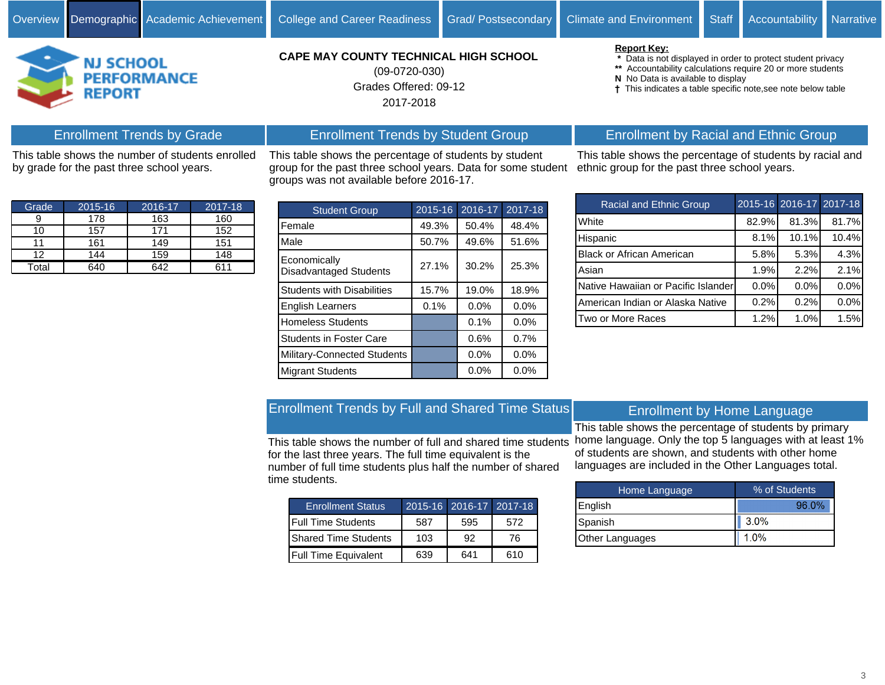Overview | Demographic | Academic Achievement | College and Career Readiness | Grad/ Postsecondary | Climate and Environment | Staff | Accountability | Narrative

NJ SCHOOL PERFORMANCE REPORT

**CAPE MAY COUNTY TECHNICAL HIGH SCHOOL**
(09-0720-030)
Grades Offered: 09-12
2017-2018

**Report Key:**
- \* Data is not displayed in order to protect student privacy
- \*\* Accountability calculations require 20 or more students
- N No Data is available to display
- † This indicates a table specific note,see note below table

## Enrollment Trends by Grade

This table shows the number of students enrolled by grade for the past three school years.

| Grade | 2015-16 | 2016-17 | 2017-18 |
|---|---|---|---|
| 9 | 178 | 163 | 160 |
| 10 | 157 | 171 | 152 |
| 11 | 161 | 149 | 151 |
| 12 | 144 | 159 | 148 |
| Total | 640 | 642 | 611 |

## Enrollment Trends by Student Group

This table shows the percentage of students by student group for the past three school years. Data for some student groups was not available before 2016-17.

| Student Group | 2015-16 | 2016-17 | 2017-18 |
|---|---|---|---|
| Female | 49.3% | 50.4% | 48.4% |
| Male | 50.7% | 49.6% | 51.6% |
| Economically Disadvantaged Students | 27.1% | 30.2% | 25.3% |
| Students with Disabilities | 15.7% | 19.0% | 18.9% |
| English Learners | 0.1% | 0.0% | 0.0% |
| Homeless Students | | 0.1% | 0.0% |
| Students in Foster Care | | 0.6% | 0.7% |
| Military-Connected Students | | 0.0% | 0.0% |
| Migrant Students | | 0.0% | 0.0% |

## Enrollment by Racial and Ethnic Group

This table shows the percentage of students by racial and ethnic group for the past three school years.

| Racial and Ethnic Group | 2015-16 | 2016-17 | 2017-18 |
|---|---|---|---|
| White | 82.9% | 81.3% | 81.7% |
| Hispanic | 8.1% | 10.1% | 10.4% |
| Black or African American | 5.8% | 5.3% | 4.3% |
| Asian | 1.9% | 2.2% | 2.1% |
| Native Hawaiian or Pacific Islander | 0.0% | 0.0% | 0.0% |
| American Indian or Alaska Native | 0.2% | 0.2% | 0.0% |
| Two or More Races | 1.2% | 1.0% | 1.5% |

## Enrollment Trends by Full and Shared Time Status

This table shows the number of full and shared time students for the last three years. The full time equivalent is the number of full time students plus half the number of shared time students.

| Enrollment Status | 2015-16 | 2016-17 | 2017-18 |
|---|---|---|---|
| Full Time Students | 587 | 595 | 572 |
| Shared Time Students | 103 | 92 | 76 |
| Full Time Equivalent | 639 | 641 | 610 |

## Enrollment by Home Language

This table shows the percentage of students by primary home language. Only the top 5 languages with at least 1% of students are shown, and students with other home languages are included in the Other Languages total.

| Home Language | % of Students |
|---|---|
| English | 96.0% |
| Spanish | 3.0% |
| Other Languages | 1.0% |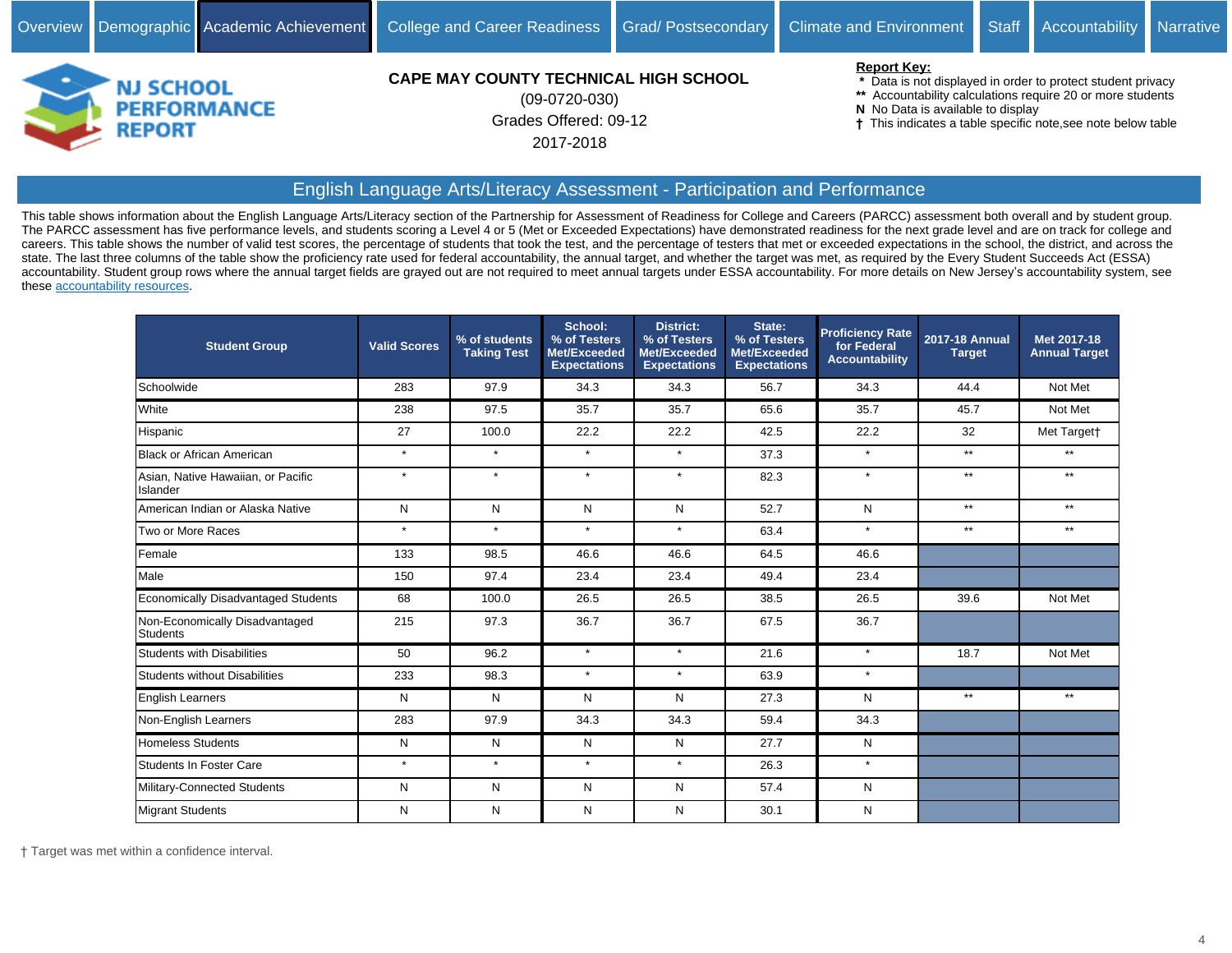Overview | Demographic | Academic Achievement | College and Career Readiness | Grad/ Postsecondary | Climate and Environment | Staff | Accountability | Narrative

NJ SCHOOL PERFORMANCE REPORT

**CAPE MAY COUNTY TECHNICAL HIGH SCHOOL**

(09-0720-030)

Grades Offered: 09-12

2017-2018

**Report Key:**

- * Data is not displayed in order to protect student privacy
- ** Accountability calculations require 20 or more students
- N No Data is available to display
- † This indicates a table specific note,see note below table

## English Language Arts/Literacy Assessment - Participation and Performance

This table shows information about the English Language Arts/Literacy section of the Partnership for Assessment of Readiness for College and Careers (PARCC) assessment both overall and by student group. The PARCC assessment has five performance levels, and students scoring a Level 4 or 5 (Met or Exceeded Expectations) have demonstrated readiness for the next grade level and are on track for college and careers. This table shows the number of valid test scores, the percentage of students that took the test, and the percentage of testers that met or exceeded expectations in the school, the district, and across the state. The last three columns of the table show the proficiency rate used for federal accountability, the annual target, and whether the target was met, as required by the Every Student Succeeds Act (ESSA) accountability. Student group rows where the annual target fields are grayed out are not required to meet annual targets under ESSA accountability. For more details on New Jersey's accountability system, see these accountability resources.

| Student Group | Valid Scores | % of students Taking Test | School: % of Testers Met/Exceeded Expectations | District: % of Testers Met/Exceeded Expectations | State: % of Testers Met/Exceeded Expectations | Proficiency Rate for Federal Accountability | 2017-18 Annual Target | Met 2017-18 Annual Target |
|---|---|---|---|---|---|---|---|---|
| Schoolwide | 283 | 97.9 | 34.3 | 34.3 | 56.7 | 34.3 | 44.4 | Not Met |
| White | 238 | 97.5 | 35.7 | 35.7 | 65.6 | 35.7 | 45.7 | Not Met |
| Hispanic | 27 | 100.0 | 22.2 | 22.2 | 42.5 | 22.2 | 32 | Met Target† |
| Black or African American | * | * | * | * | 37.3 | * | ** | ** |
| Asian, Native Hawaiian, or Pacific Islander | * | * | * | * | 82.3 | * | ** | ** |
| American Indian or Alaska Native | N | N | N | N | 52.7 | N | ** | ** |
| Two or More Races | * | * | * | * | 63.4 | * | ** | ** |
| Female | 133 | 98.5 | 46.6 | 46.6 | 64.5 | 46.6 | | |
| Male | 150 | 97.4 | 23.4 | 23.4 | 49.4 | 23.4 | | |
| Economically Disadvantaged Students | 68 | 100.0 | 26.5 | 26.5 | 38.5 | 26.5 | 39.6 | Not Met |
| Non-Economically Disadvantaged Students | 215 | 97.3 | 36.7 | 36.7 | 67.5 | 36.7 | | |
| Students with Disabilities | 50 | 96.2 | * | * | 21.6 | * | 18.7 | Not Met |
| Students without Disabilities | 233 | 98.3 | * | * | 63.9 | * | | |
| English Learners | N | N | N | N | 27.3 | N | ** | ** |
| Non-English Learners | 283 | 97.9 | 34.3 | 34.3 | 59.4 | 34.3 | | |
| Homeless Students | N | N | N | N | 27.7 | N | | |
| Students In Foster Care | * | * | * | * | 26.3 | * | | |
| Military-Connected Students | N | N | N | N | 57.4 | N | | |
| Migrant Students | N | N | N | N | 30.1 | N | | |

† Target was met within a confidence interval.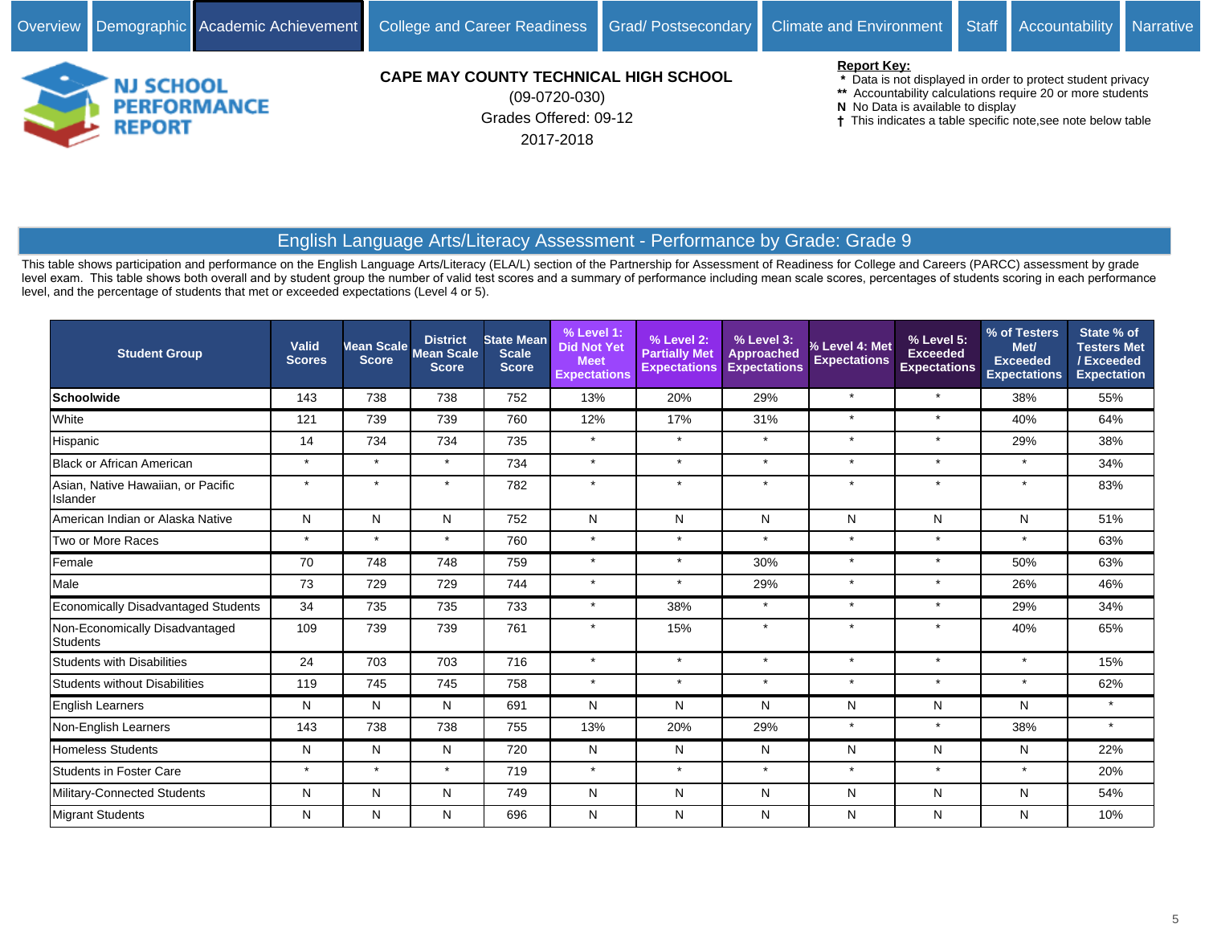Overview | Demographic | Academic Achievement | College and Career Readiness | Grad/ Postsecondary | Climate and Environment | Staff | Accountability | Narrative

NJ SCHOOL PERFORMANCE REPORT

**CAPE MAY COUNTY TECHNICAL HIGH SCHOOL**
(09-0720-030)
Grades Offered: 09-12
2017-2018

**Report Key:**
- * Data is not displayed in order to protect student privacy
- ** Accountability calculations require 20 or more students
- N No Data is available to display
- † This indicates a table specific note,see note below table

## English Language Arts/Literacy Assessment - Performance by Grade: Grade 9

This table shows participation and performance on the English Language Arts/Literacy (ELA/L) section of the Partnership for Assessment of Readiness for College and Careers (PARCC) assessment by grade level exam. This table shows both overall and by student group the number of valid test scores and a summary of performance including mean scale scores, percentages of students scoring in each performance level, and the percentage of students that met or exceeded expectations (Level 4 or 5).

| Student Group | Valid Scores | Mean Scale Score | District Mean Scale Score | State Mean Scale Score | % Level 1: Did Not Yet Meet Expectations | % Level 2: Partially Met Expectations | % Level 3: Approached Expectations | % Level 4: Met Expectations | % Level 5: Exceeded Expectations | % of Testers Met/ Exceeded Expectations | State % of Testers Met / Exceeded Expectation |
|---|---|---|---|---|---|---|---|---|---|---|---|
| **Schoolwide** | 143 | 738 | 738 | 752 | 13% | 20% | 29% | * | * | 38% | 55% |
| White | 121 | 739 | 739 | 760 | 12% | 17% | 31% | * | * | 40% | 64% |
| Hispanic | 14 | 734 | 734 | 735 | * | * | * | * | * | 29% | 38% |
| Black or African American | * | * | * | 734 | * | * | * | * | * | * | 34% |
| Asian, Native Hawaiian, or Pacific Islander | * | * | * | 782 | * | * | * | * | * | * | 83% |
| American Indian or Alaska Native | N | N | N | 752 | N | N | N | N | N | N | 51% |
| Two or More Races | * | * | * | 760 | * | * | * | * | * | * | 63% |
| Female | 70 | 748 | 748 | 759 | * | * | 30% | * | * | 50% | 63% |
| Male | 73 | 729 | 729 | 744 | * | * | 29% | * | * | 26% | 46% |
| Economically Disadvantaged Students | 34 | 735 | 735 | 733 | * | 38% | * | * | * | 29% | 34% |
| Non-Economically Disadvantaged Students | 109 | 739 | 739 | 761 | * | 15% | * | * | * | 40% | 65% |
| Students with Disabilities | 24 | 703 | 703 | 716 | * | * | * | * | * | * | 15% |
| Students without Disabilities | 119 | 745 | 745 | 758 | * | * | * | * | * | * | 62% |
| English Learners | N | N | N | 691 | N | N | N | N | N | N | * |
| Non-English Learners | 143 | 738 | 738 | 755 | 13% | 20% | 29% | * | * | 38% | * |
| Homeless Students | N | N | N | 720 | N | N | N | N | N | N | 22% |
| Students in Foster Care | * | * | * | 719 | * | * | * | * | * | * | 20% |
| Military-Connected Students | N | N | N | 749 | N | N | N | N | N | N | 54% |
| Migrant Students | N | N | N | 696 | N | N | N | N | N | N | 10% |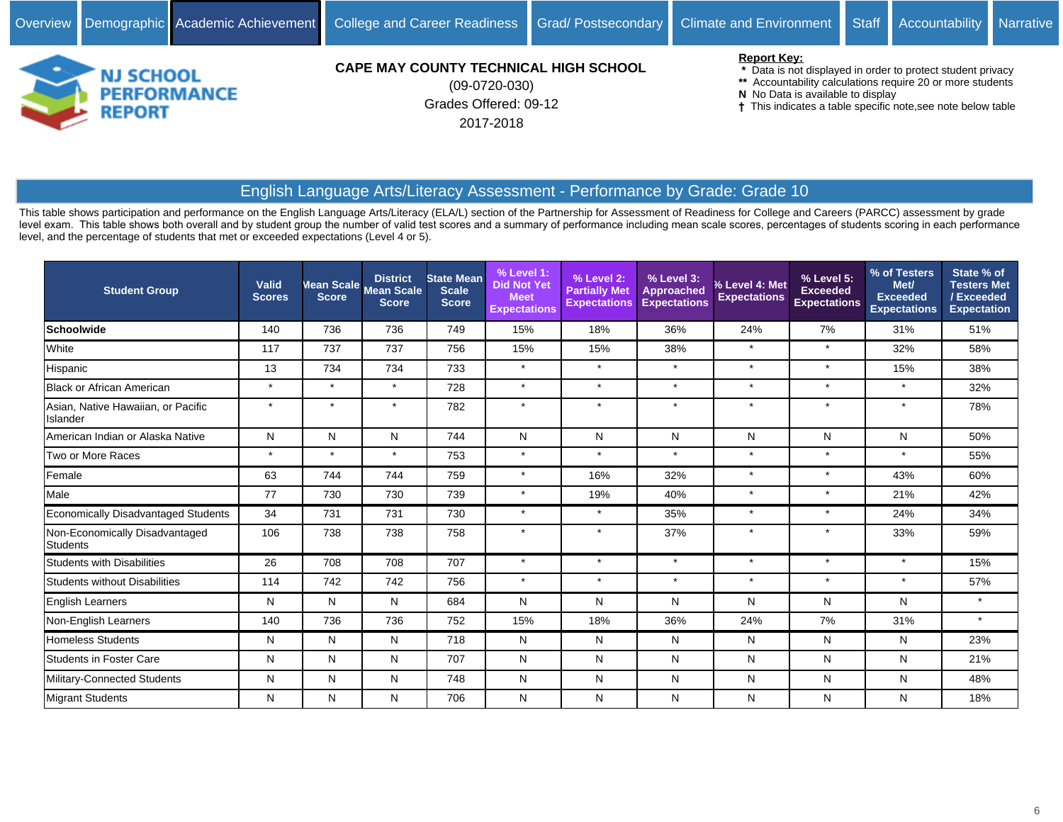Overview | Demographic | Academic Achievement | College and Career Readiness | Grad/ Postsecondary | Climate and Environment | Staff | Accountability | Narrative

NJ SCHOOL PERFORMANCE REPORT

**CAPE MAY COUNTY TECHNICAL HIGH SCHOOL**
(09-0720-030)
Grades Offered: 09-12
2017-2018

**Report Key:**
- \* Data is not displayed in order to protect student privacy
- \*\* Accountability calculations require 20 or more students
- N No Data is available to display
- † This indicates a table specific note,see note below table

## English Language Arts/Literacy Assessment - Performance by Grade: Grade 10

This table shows participation and performance on the English Language Arts/Literacy (ELA/L) section of the Partnership for Assessment of Readiness for College and Careers (PARCC) assessment by grade level exam. This table shows both overall and by student group the number of valid test scores and a summary of performance including mean scale scores, percentages of students scoring in each performance level, and the percentage of students that met or exceeded expectations (Level 4 or 5).

| Student Group | Valid Scores | Mean Scale Score | District Mean Scale Score | State Mean Scale Score | % Level 1: Did Not Yet Meet Expectations | % Level 2: Partially Met Expectations | % Level 3: Approached Expectations | % Level 4: Met Expectations | % Level 5: Exceeded Expectations | % of Testers Met/ Exceeded Expectations | State % of Testers Met / Exceeded Expectation |
|---|---|---|---|---|---|---|---|---|---|---|---|
| **Schoolwide** | 140 | 736 | 736 | 749 | 15% | 18% | 36% | 24% | 7% | 31% | 51% |
| White | 117 | 737 | 737 | 756 | 15% | 15% | 38% | * | * | 32% | 58% |
| Hispanic | 13 | 734 | 734 | 733 | * | * | * | * | * | 15% | 38% |
| Black or African American | * | * | * | 728 | * | * | * | * | * | * | 32% |
| Asian, Native Hawaiian, or Pacific Islander | * | * | * | 782 | * | * | * | * | * | * | 78% |
| American Indian or Alaska Native | N | N | N | 744 | N | N | N | N | N | N | 50% |
| Two or More Races | * | * | * | 753 | * | * | * | * | * | * | 55% |
| Female | 63 | 744 | 744 | 759 | * | 16% | 32% | * | * | 43% | 60% |
| Male | 77 | 730 | 730 | 739 | * | 19% | 40% | * | * | 21% | 42% |
| Economically Disadvantaged Students | 34 | 731 | 731 | 730 | * | * | 35% | * | * | 24% | 34% |
| Non-Economically Disadvantaged Students | 106 | 738 | 738 | 758 | * | * | 37% | * | * | 33% | 59% |
| Students with Disabilities | 26 | 708 | 708 | 707 | * | * | * | * | * | * | 15% |
| Students without Disabilities | 114 | 742 | 742 | 756 | * | * | * | * | * | * | 57% |
| English Learners | N | N | N | 684 | N | N | N | N | N | N | * |
| Non-English Learners | 140 | 736 | 736 | 752 | 15% | 18% | 36% | 24% | 7% | 31% | * |
| Homeless Students | N | N | N | 718 | N | N | N | N | N | N | 23% |
| Students in Foster Care | N | N | N | 707 | N | N | N | N | N | N | 21% |
| Military-Connected Students | N | N | N | 748 | N | N | N | N | N | N | 48% |
| Migrant Students | N | N | N | 706 | N | N | N | N | N | N | 18% |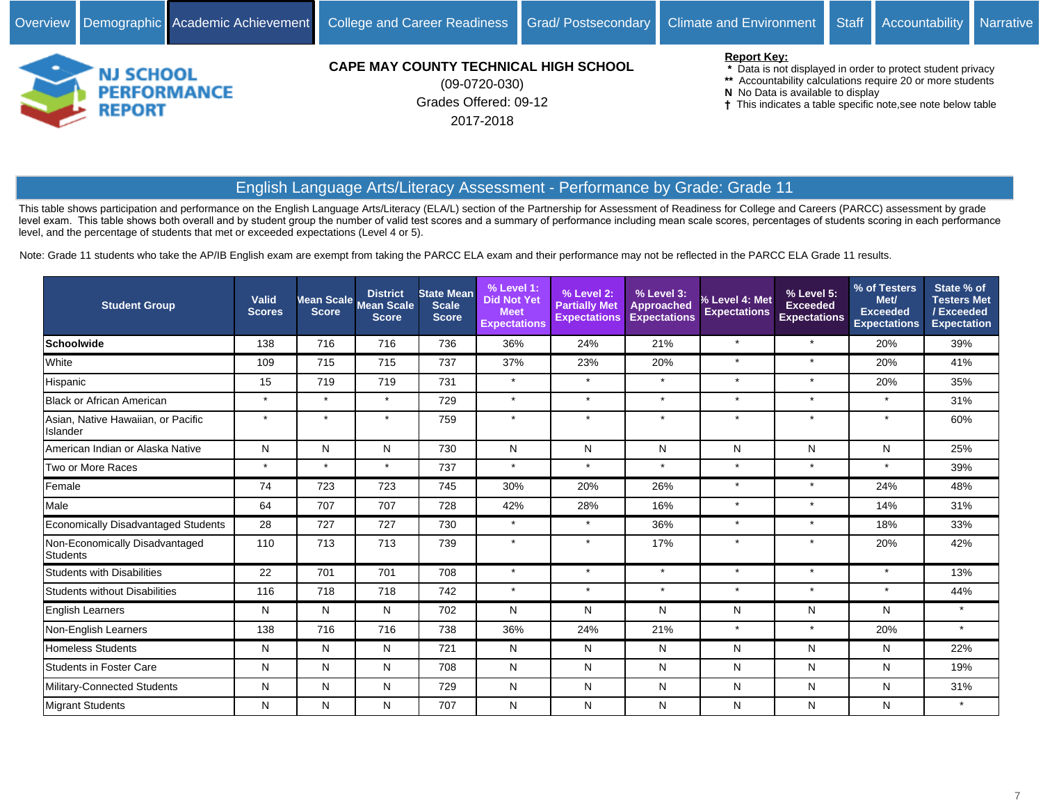Overview | Demographic | Academic Achievement | College and Career Readiness | Grad/ Postsecondary | Climate and Environment | Staff | Accountability | Narrative

NJ SCHOOL PERFORMANCE REPORT

**CAPE MAY COUNTY TECHNICAL HIGH SCHOOL**
(09-0720-030)
Grades Offered: 09-12
2017-2018

**Report Key:**
- \* Data is not displayed in order to protect student privacy
- \*\* Accountability calculations require 20 or more students
- N No Data is available to display
- † This indicates a table specific note,see note below table

## English Language Arts/Literacy Assessment - Performance by Grade: Grade 11

This table shows participation and performance on the English Language Arts/Literacy (ELA/L) section of the Partnership for Assessment of Readiness for College and Careers (PARCC) assessment by grade level exam. This table shows both overall and by student group the number of valid test scores and a summary of performance including mean scale scores, percentages of students scoring in each performance level, and the percentage of students that met or exceeded expectations (Level 4 or 5).

Note: Grade 11 students who take the AP/IB English exam are exempt from taking the PARCC ELA exam and their performance may not be reflected in the PARCC ELA Grade 11 results.

| Student Group | Valid Scores | Mean Scale Score | District Mean Scale Score | State Mean Scale Score | % Level 1: Did Not Yet Meet Expectations | % Level 2: Partially Met Expectations | % Level 3: Approached Expectations | % Level 4: Met Expectations | % Level 5: Exceeded Expectations | % of Testers Met/ Exceeded Expectations | State % of Testers Met / Exceeded Expectation |
|---|---|---|---|---|---|---|---|---|---|---|---|
| **Schoolwide** | 138 | 716 | 716 | 736 | 36% | 24% | 21% | * | * | 20% | 39% |
| White | 109 | 715 | 715 | 737 | 37% | 23% | 20% | * | * | 20% | 41% |
| Hispanic | 15 | 719 | 719 | 731 | * | * | * | * | * | 20% | 35% |
| Black or African American | * | * | * | 729 | * | * | * | * | * | * | 31% |
| Asian, Native Hawaiian, or Pacific Islander | * | * | * | 759 | * | * | * | * | * | * | 60% |
| American Indian or Alaska Native | N | N | N | 730 | N | N | N | N | N | N | 25% |
| Two or More Races | * | * | * | 737 | * | * | * | * | * | * | 39% |
| Female | 74 | 723 | 723 | 745 | 30% | 20% | 26% | * | * | 24% | 48% |
| Male | 64 | 707 | 707 | 728 | 42% | 28% | 16% | * | * | 14% | 31% |
| Economically Disadvantaged Students | 28 | 727 | 727 | 730 | * | * | 36% | * | * | 18% | 33% |
| Non-Economically Disadvantaged Students | 110 | 713 | 713 | 739 | * | * | 17% | * | * | 20% | 42% |
| Students with Disabilities | 22 | 701 | 701 | 708 | * | * | * | * | * | * | 13% |
| Students without Disabilities | 116 | 718 | 718 | 742 | * | * | * | * | * | * | 44% |
| English Learners | N | N | N | 702 | N | N | N | N | N | N | * |
| Non-English Learners | 138 | 716 | 716 | 738 | 36% | 24% | 21% | * | * | 20% | * |
| Homeless Students | N | N | N | 721 | N | N | N | N | N | N | 22% |
| Students in Foster Care | N | N | N | 708 | N | N | N | N | N | N | 19% |
| Military-Connected Students | N | N | N | 729 | N | N | N | N | N | N | 31% |
| Migrant Students | N | N | N | 707 | N | N | N | N | N | N | * |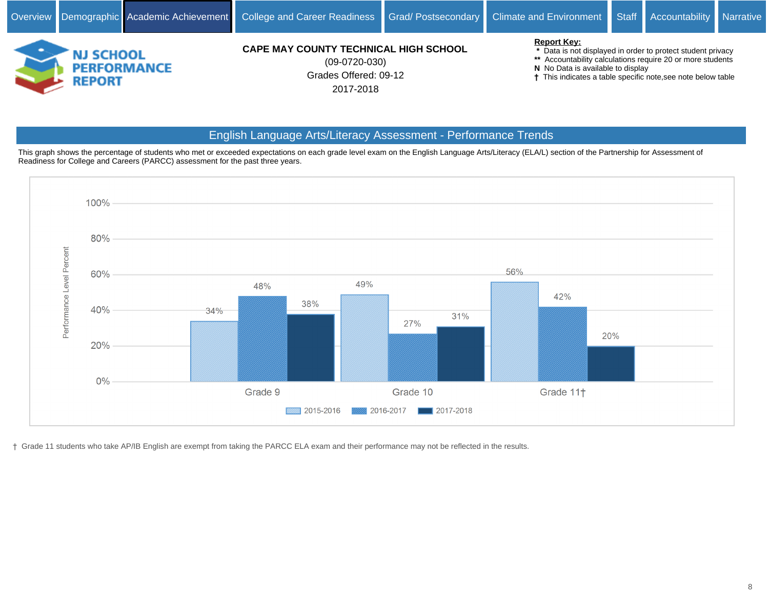Overview | Demographic | Academic Achievement | College and Career Readiness | Grad/ Postsecondary | Climate and Environment | Staff | Accountability | Narrative

NJ SCHOOL PERFORMANCE REPORT

**CAPE MAY COUNTY TECHNICAL HIGH SCHOOL**
(09-0720-030)
Grades Offered: 09-12
2017-2018

**Report Key:**
- * Data is not displayed in order to protect student privacy
- ** Accountability calculations require 20 or more students
- N No Data is available to display
- † This indicates a table specific note,see note below table

## English Language Arts/Literacy Assessment - Performance Trends

This graph shows the percentage of students who met or exceeded expectations on each grade level exam on the English Language Arts/Literacy (ELA/L) section of the Partnership for Assessment of Readiness for College and Careers (PARCC) assessment for the past three years.

| Grade | 2015-2016 | 2016-2017 | 2017-2018 |
|---|---|---|---|
| Grade 9 | 34% | 48% | 38% |
| Grade 10 | 49% | 27% | 31% |
| Grade 11† | 56% | 42% | 20% |

† Grade 11 students who take AP/IB English are exempt from taking the PARCC ELA exam and their performance may not be reflected in the results.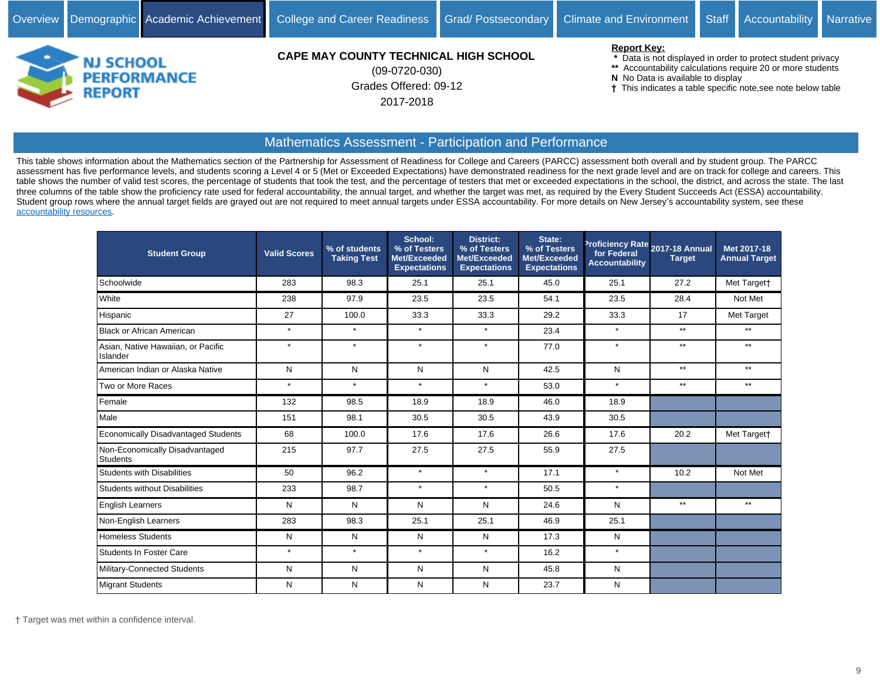Overview | Demographic | Academic Achievement | College and Career Readiness | Grad/ Postsecondary | Climate and Environment | Staff | Accountability | Narrative

**NJ SCHOOL PERFORMANCE REPORT**

**CAPE MAY COUNTY TECHNICAL HIGH SCHOOL**
(09-0720-030)
Grades Offered: 09-12
2017-2018

**Report Key:**
- \* Data is not displayed in order to protect student privacy
- \*\* Accountability calculations require 20 or more students
- **N** No Data is available to display
- † This indicates a table specific note,see note below table

## Mathematics Assessment - Participation and Performance

This table shows information about the Mathematics section of the Partnership for Assessment of Readiness for College and Careers (PARCC) assessment both overall and by student group. The PARCC assessment has five performance levels, and students scoring a Level 4 or 5 (Met or Exceeded Expectations) have demonstrated readiness for the next grade level and are on track for college and careers. This table shows the number of valid test scores, the percentage of students that took the test, and the percentage of testers that met or exceeded expectations in the school, the district, and across the state. The last three columns of the table show the proficiency rate used for federal accountability, the annual target, and whether the target was met, as required by the Every Student Succeeds Act (ESSA) accountability. Student group rows where the annual target fields are grayed out are not required to meet annual targets under ESSA accountability. For more details on New Jersey's accountability system, see these accountability resources.

| Student Group | Valid Scores | % of students Taking Test | School: % of Testers Met/Exceeded Expectations | District: % of Testers Met/Exceeded Expectations | State: % of Testers Met/Exceeded Expectations | Proficiency Rate for Federal Accountability | 2017-18 Annual Target | Met 2017-18 Annual Target |
|---|---|---|---|---|---|---|---|---|
| Schoolwide | 283 | 98.3 | 25.1 | 25.1 | 45.0 | 25.1 | 27.2 | Met Target† |
| White | 238 | 97.9 | 23.5 | 23.5 | 54.1 | 23.5 | 28.4 | Not Met |
| Hispanic | 27 | 100.0 | 33.3 | 33.3 | 29.2 | 33.3 | 17 | Met Target |
| Black or African American | * | * | * | * | 23.4 | * | ** | ** |
| Asian, Native Hawaiian, or Pacific Islander | * | * | * | * | 77.0 | * | ** | ** |
| American Indian or Alaska Native | N | N | N | N | 42.5 | N | ** | ** |
| Two or More Races | * | * | * | * | 53.0 | * | ** | ** |
| Female | 132 | 98.5 | 18.9 | 18.9 | 46.0 | 18.9 | | |
| Male | 151 | 98.1 | 30.5 | 30.5 | 43.9 | 30.5 | | |
| Economically Disadvantaged Students | 68 | 100.0 | 17.6 | 17.6 | 26.6 | 17.6 | 20.2 | Met Target† |
| Non-Economically Disadvantaged Students | 215 | 97.7 | 27.5 | 27.5 | 55.9 | 27.5 | | |
| Students with Disabilities | 50 | 96.2 | * | * | 17.1 | * | 10.2 | Not Met |
| Students without Disabilities | 233 | 98.7 | * | * | 50.5 | * | | |
| English Learners | N | N | N | N | 24.6 | N | ** | ** |
| Non-English Learners | 283 | 98.3 | 25.1 | 25.1 | 46.9 | 25.1 | | |
| Homeless Students | N | N | N | N | 17.3 | N | | |
| Students In Foster Care | * | * | * | * | 16.2 | * | | |
| Military-Connected Students | N | N | N | N | 45.8 | N | | |
| Migrant Students | N | N | N | N | 23.7 | N | | |

† Target was met within a confidence interval.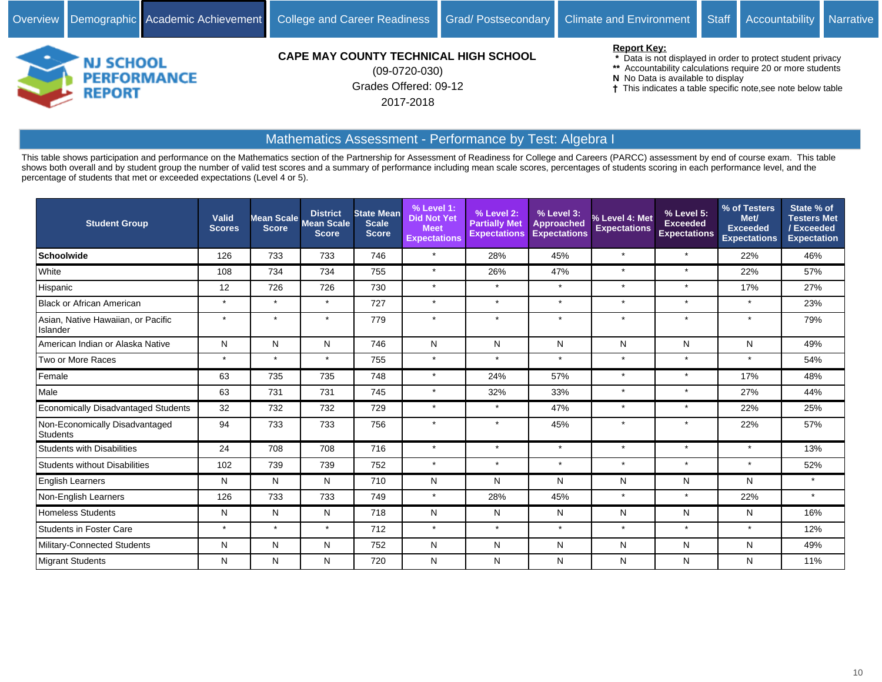Overview | Demographic | Academic Achievement | College and Career Readiness | Grad/ Postsecondary | Climate and Environment | Staff | Accountability | Narrative

NJ SCHOOL PERFORMANCE REPORT

**CAPE MAY COUNTY TECHNICAL HIGH SCHOOL**
(09-0720-030)
Grades Offered: 09-12
2017-2018

**Report Key:**
- \* Data is not displayed in order to protect student privacy
- \*\* Accountability calculations require 20 or more students
- **N** No Data is available to display
- † This indicates a table specific note,see note below table

## Mathematics Assessment - Performance by Test: Algebra I

This table shows participation and performance on the Mathematics section of the Partnership for Assessment of Readiness for College and Careers (PARCC) assessment by end of course exam. This table shows both overall and by student group the number of valid test scores and a summary of performance including mean scale scores, percentages of students scoring in each performance level, and the percentage of students that met or exceeded expectations (Level 4 or 5).

| Student Group | Valid Scores | Mean Scale Score | District Mean Scale Score | State Mean Scale Score | % Level 1: Did Not Yet Meet Expectations | % Level 2: Partially Met Expectations | % Level 3: Approached Expectations | % Level 4: Met Expectations | % Level 5: Exceeded Expectations | % of Testers Met/ Exceeded Expectations | State % of Testers Met / Exceeded Expectation |
|---|---|---|---|---|---|---|---|---|---|---|---|
| **Schoolwide** | 126 | 733 | 733 | 746 | * | 28% | 45% | * | * | 22% | 46% |
| White | 108 | 734 | 734 | 755 | * | 26% | 47% | * | * | 22% | 57% |
| Hispanic | 12 | 726 | 726 | 730 | * | * | * | * | * | 17% | 27% |
| Black or African American | * | * | * | 727 | * | * | * | * | * | * | 23% |
| Asian, Native Hawaiian, or Pacific Islander | * | * | * | 779 | * | * | * | * | * | * | 79% |
| American Indian or Alaska Native | N | N | N | 746 | N | N | N | N | N | N | 49% |
| Two or More Races | * | * | * | 755 | * | * | * | * | * | * | 54% |
| Female | 63 | 735 | 735 | 748 | * | 24% | 57% | * | * | 17% | 48% |
| Male | 63 | 731 | 731 | 745 | * | 32% | 33% | * | * | 27% | 44% |
| Economically Disadvantaged Students | 32 | 732 | 732 | 729 | * | * | 47% | * | * | 22% | 25% |
| Non-Economically Disadvantaged Students | 94 | 733 | 733 | 756 | * | * | 45% | * | * | 22% | 57% |
| Students with Disabilities | 24 | 708 | 708 | 716 | * | * | * | * | * | * | 13% |
| Students without Disabilities | 102 | 739 | 739 | 752 | * | * | * | * | * | * | 52% |
| English Learners | N | N | N | 710 | N | N | N | N | N | N | * |
| Non-English Learners | 126 | 733 | 733 | 749 | * | 28% | 45% | * | * | 22% | * |
| Homeless Students | N | N | N | 718 | N | N | N | N | N | N | 16% |
| Students in Foster Care | * | * | * | 712 | * | * | * | * | * | * | 12% |
| Military-Connected Students | N | N | N | 752 | N | N | N | N | N | N | 49% |
| Migrant Students | N | N | N | 720 | N | N | N | N | N | N | 11% |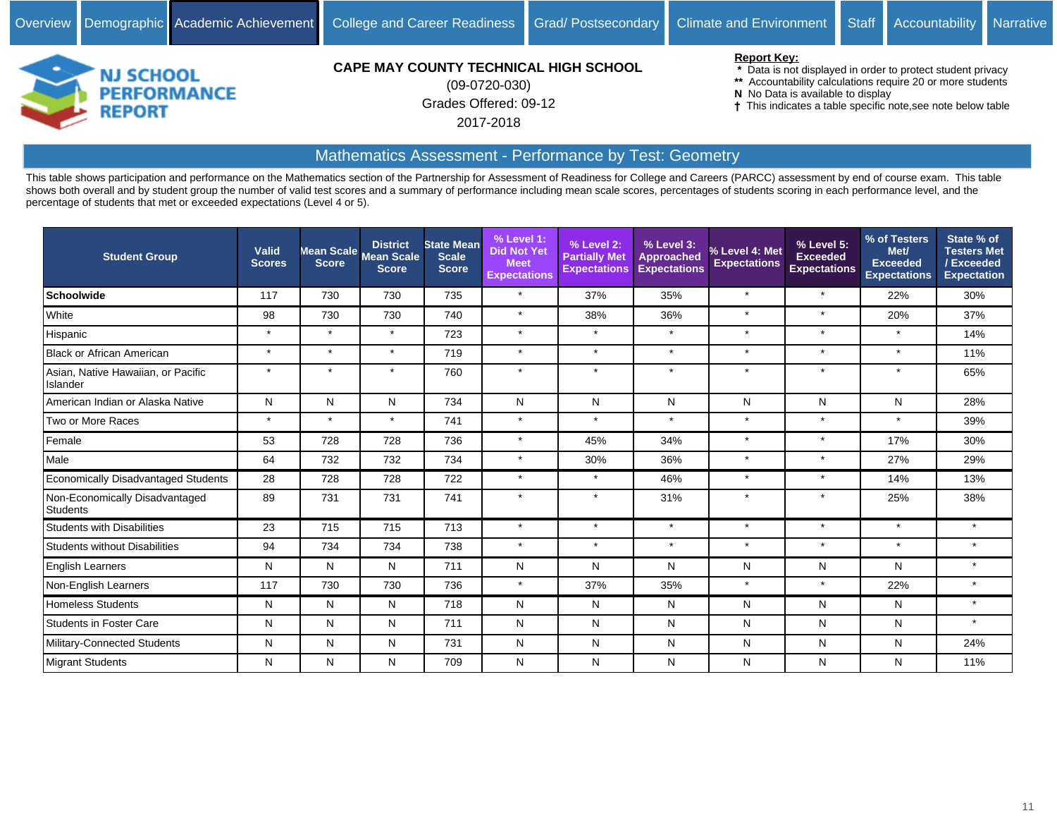Overview | Demographic | Academic Achievement | College and Career Readiness | Grad/ Postsecondary | Climate and Environment | Staff | Accountability | Narrative

NJ SCHOOL PERFORMANCE REPORT

**CAPE MAY COUNTY TECHNICAL HIGH SCHOOL**
(09-0720-030)
Grades Offered: 09-12
2017-2018

**Report Key:**
- \* Data is not displayed in order to protect student privacy
- \*\* Accountability calculations require 20 or more students
- N No Data is available to display
- † This indicates a table specific note,see note below table

## Mathematics Assessment - Performance by Test: Geometry

This table shows participation and performance on the Mathematics section of the Partnership for Assessment of Readiness for College and Careers (PARCC) assessment by end of course exam. This table shows both overall and by student group the number of valid test scores and a summary of performance including mean scale scores, percentages of students scoring in each performance level, and the percentage of students that met or exceeded expectations (Level 4 or 5).

| Student Group | Valid Scores | Mean Scale Score | District Mean Scale Score | State Mean Scale Score | % Level 1: Did Not Yet Meet Expectations | % Level 2: Partially Met Expectations | % Level 3: Approached Expectations | % Level 4: Met Expectations | % Level 5: Exceeded Expectations | % of Testers Met/ Exceeded Expectations | State % of Testers Met / Exceeded Expectation |
|---|---|---|---|---|---|---|---|---|---|---|---|
| **Schoolwide** | 117 | 730 | 730 | 735 | * | 37% | 35% | * | * | 22% | 30% |
| White | 98 | 730 | 730 | 740 | * | 38% | 36% | * | * | 20% | 37% |
| Hispanic | * | * | * | 723 | * | * | * | * | * | * | 14% |
| Black or African American | * | * | * | 719 | * | * | * | * | * | * | 11% |
| Asian, Native Hawaiian, or Pacific Islander | * | * | * | 760 | * | * | * | * | * | * | 65% |
| American Indian or Alaska Native | N | N | N | 734 | N | N | N | N | N | N | 28% |
| Two or More Races | * | * | * | 741 | * | * | * | * | * | * | 39% |
| Female | 53 | 728 | 728 | 736 | * | 45% | 34% | * | * | 17% | 30% |
| Male | 64 | 732 | 732 | 734 | * | 30% | 36% | * | * | 27% | 29% |
| Economically Disadvantaged Students | 28 | 728 | 728 | 722 | * | * | 46% | * | * | 14% | 13% |
| Non-Economically Disadvantaged Students | 89 | 731 | 731 | 741 | * | * | 31% | * | * | 25% | 38% |
| Students with Disabilities | 23 | 715 | 715 | 713 | * | * | * | * | * | * | * |
| Students without Disabilities | 94 | 734 | 734 | 738 | * | * | * | * | * | * | * |
| English Learners | N | N | N | 711 | N | N | N | N | N | N | * |
| Non-English Learners | 117 | 730 | 730 | 736 | * | 37% | 35% | * | * | 22% | * |
| Homeless Students | N | N | N | 718 | N | N | N | N | N | N | * |
| Students in Foster Care | N | N | N | 711 | N | N | N | N | N | N | * |
| Military-Connected Students | N | N | N | 731 | N | N | N | N | N | N | 24% |
| Migrant Students | N | N | N | 709 | N | N | N | N | N | N | 11% |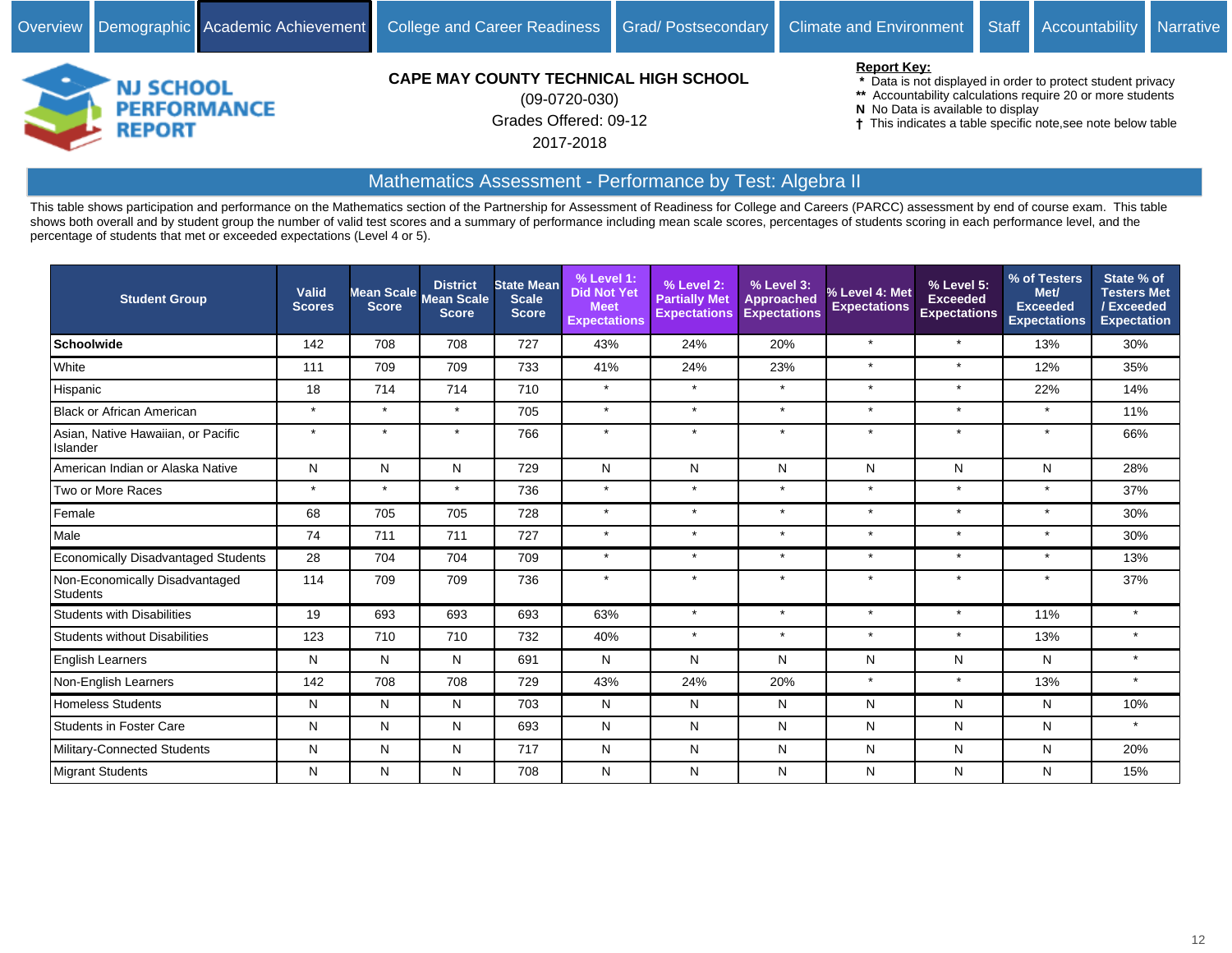Overview | Demographic | Academic Achievement | College and Career Readiness | Grad/ Postsecondary | Climate and Environment | Staff | Accountability | Narrative

NJ SCHOOL PERFORMANCE REPORT

**CAPE MAY COUNTY TECHNICAL HIGH SCHOOL**
(09-0720-030)
Grades Offered: 09-12
2017-2018

**Report Key:**
- * Data is not displayed in order to protect student privacy
- ** Accountability calculations require 20 or more students
- **N** No Data is available to display
- † This indicates a table specific note,see note below table

## Mathematics Assessment - Performance by Test: Algebra II

This table shows participation and performance on the Mathematics section of the Partnership for Assessment of Readiness for College and Careers (PARCC) assessment by end of course exam. This table shows both overall and by student group the number of valid test scores and a summary of performance including mean scale scores, percentages of students scoring in each performance level, and the percentage of students that met or exceeded expectations (Level 4 or 5).

| Student Group | Valid Scores | Mean Scale Score | District Mean Scale Score | State Mean Scale Score | % Level 1: Did Not Yet Meet Expectations | % Level 2: Partially Met Expectations | % Level 3: Approached Expectations | % Level 4: Met Expectations | % Level 5: Exceeded Expectations | % of Testers Met/ Exceeded Expectations | State % of Testers Met / Exceeded Expectation |
|---|---|---|---|---|---|---|---|---|---|---|---|
| **Schoolwide** | 142 | 708 | 708 | 727 | 43% | 24% | 20% | * | * | 13% | 30% |
| White | 111 | 709 | 709 | 733 | 41% | 24% | 23% | * | * | 12% | 35% |
| Hispanic | 18 | 714 | 714 | 710 | * | * | * | * | * | 22% | 14% |
| Black or African American | * | * | * | 705 | * | * | * | * | * | * | 11% |
| Asian, Native Hawaiian, or Pacific Islander | * | * | * | 766 | * | * | * | * | * | * | 66% |
| American Indian or Alaska Native | N | N | N | 729 | N | N | N | N | N | N | 28% |
| Two or More Races | * | * | * | 736 | * | * | * | * | * | * | 37% |
| Female | 68 | 705 | 705 | 728 | * | * | * | * | * | * | 30% |
| Male | 74 | 711 | 711 | 727 | * | * | * | * | * | * | 30% |
| Economically Disadvantaged Students | 28 | 704 | 704 | 709 | * | * | * | * | * | * | 13% |
| Non-Economically Disadvantaged Students | 114 | 709 | 709 | 736 | * | * | * | * | * | * | 37% |
| Students with Disabilities | 19 | 693 | 693 | 693 | 63% | * | * | * | * | 11% | * |
| Students without Disabilities | 123 | 710 | 710 | 732 | 40% | * | * | * | * | 13% | * |
| English Learners | N | N | N | 691 | N | N | N | N | N | N | * |
| Non-English Learners | 142 | 708 | 708 | 729 | 43% | 24% | 20% | * | * | 13% | * |
| Homeless Students | N | N | N | 703 | N | N | N | N | N | N | 10% |
| Students in Foster Care | N | N | N | 693 | N | N | N | N | N | N | * |
| Military-Connected Students | N | N | N | 717 | N | N | N | N | N | N | 20% |
| Migrant Students | N | N | N | 708 | N | N | N | N | N | N | 15% |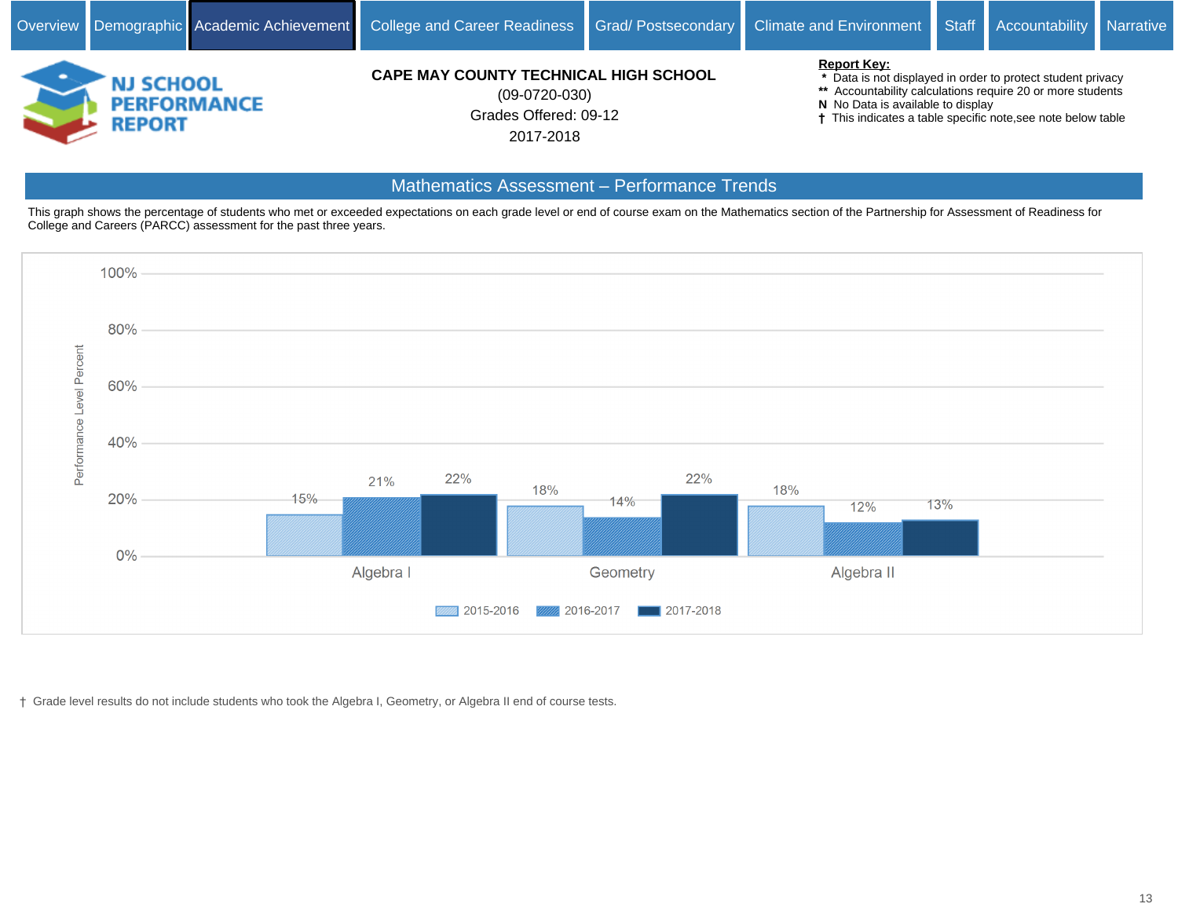Overview | Demographic | Academic Achievement | College and Career Readiness | Grad/ Postsecondary | Climate and Environment | Staff | Accountability | Narrative

**NJ SCHOOL PERFORMANCE REPORT**

**CAPE MAY COUNTY TECHNICAL HIGH SCHOOL**
(09-0720-030)
Grades Offered: 09-12
2017-2018

**Report Key:**
- * Data is not displayed in order to protect student privacy
- ** Accountability calculations require 20 or more students
- N No Data is available to display
- † This indicates a table specific note,see note below table

## Mathematics Assessment – Performance Trends

This graph shows the percentage of students who met or exceeded expectations on each grade level or end of course exam on the Mathematics section of the Partnership for Assessment of Readiness for College and Careers (PARCC) assessment for the past three years.

| | 2015-2016 | 2016-2017 | 2017-2018 |
|---|---|---|---|
| Algebra I | 15% | 21% | 22% |
| Geometry | 18% | 14% | 22% |
| Algebra II | 18% | 12% | 13% |

† Grade level results do not include students who took the Algebra I, Geometry, or Algebra II end of course tests.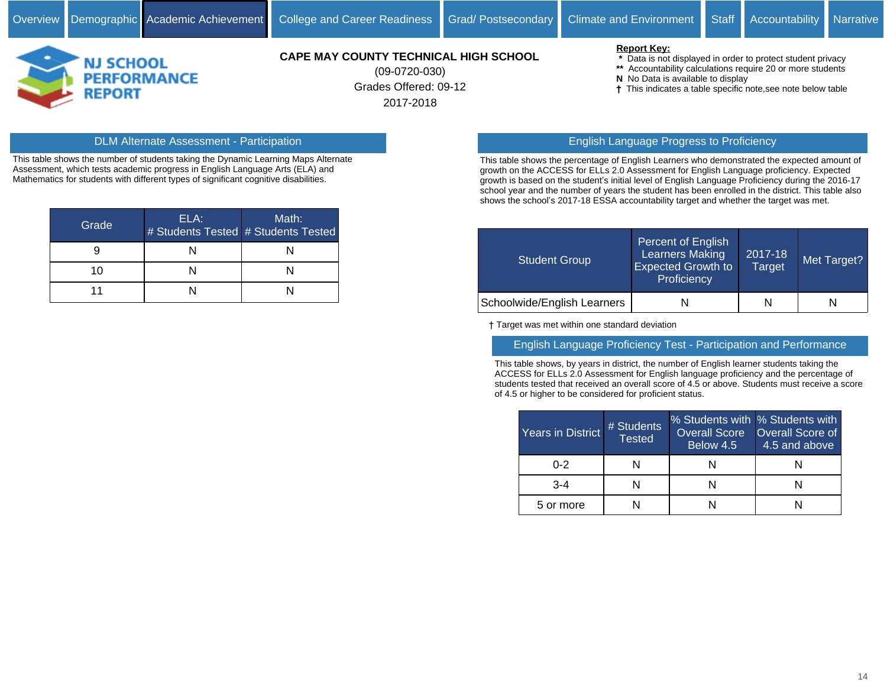Overview | Demographic | Academic Achievement | College and Career Readiness | Grad/ Postsecondary | Climate and Environment | Staff | Accountability | Narrative

**NJ SCHOOL PERFORMANCE REPORT**

**CAPE MAY COUNTY TECHNICAL HIGH SCHOOL**
(09-0720-030)
Grades Offered: 09-12
2017-2018

**Report Key:**
- * Data is not displayed in order to protect student privacy
- ** Accountability calculations require 20 or more students
- **N** No Data is available to display
- **†** This indicates a table specific note,see note below table

## DLM Alternate Assessment - Participation

This table shows the number of students taking the Dynamic Learning Maps Alternate Assessment, which tests academic progress in English Language Arts (ELA) and Mathematics for students with different types of significant cognitive disabilities.

| Grade | ELA: # Students Tested | Math: # Students Tested |
|---|---|---|
| 9 | N | N |
| 10 | N | N |
| 11 | N | N |

## English Language Progress to Proficiency

This table shows the percentage of English Learners who demonstrated the expected amount of growth on the ACCESS for ELLs 2.0 Assessment for English Language proficiency. Expected growth is based on the student's initial level of English Language Proficiency during the 2016-17 school year and the number of years the student has been enrolled in the district. This table also shows the school's 2017-18 ESSA accountability target and whether the target was met.

| Student Group | Percent of English Learners Making Expected Growth to Proficiency | 2017-18 Target | Met Target? |
|---|---|---|---|
| Schoolwide/English Learners | N | N | N |

† Target was met within one standard deviation

## English Language Proficiency Test - Participation and Performance

This table shows, by years in district, the number of English learner students taking the ACCESS for ELLs 2.0 Assessment for English language proficiency and the percentage of students tested that received an overall score of 4.5 or above. Students must receive a score of 4.5 or higher to be considered for proficient status.

| Years in District | # Students Tested | % Students with Overall Score Below 4.5 | % Students with Overall Score of 4.5 and above |
|---|---|---|---|
| 0-2 | N | N | N |
| 3-4 | N | N | N |
| 5 or more | N | N | N |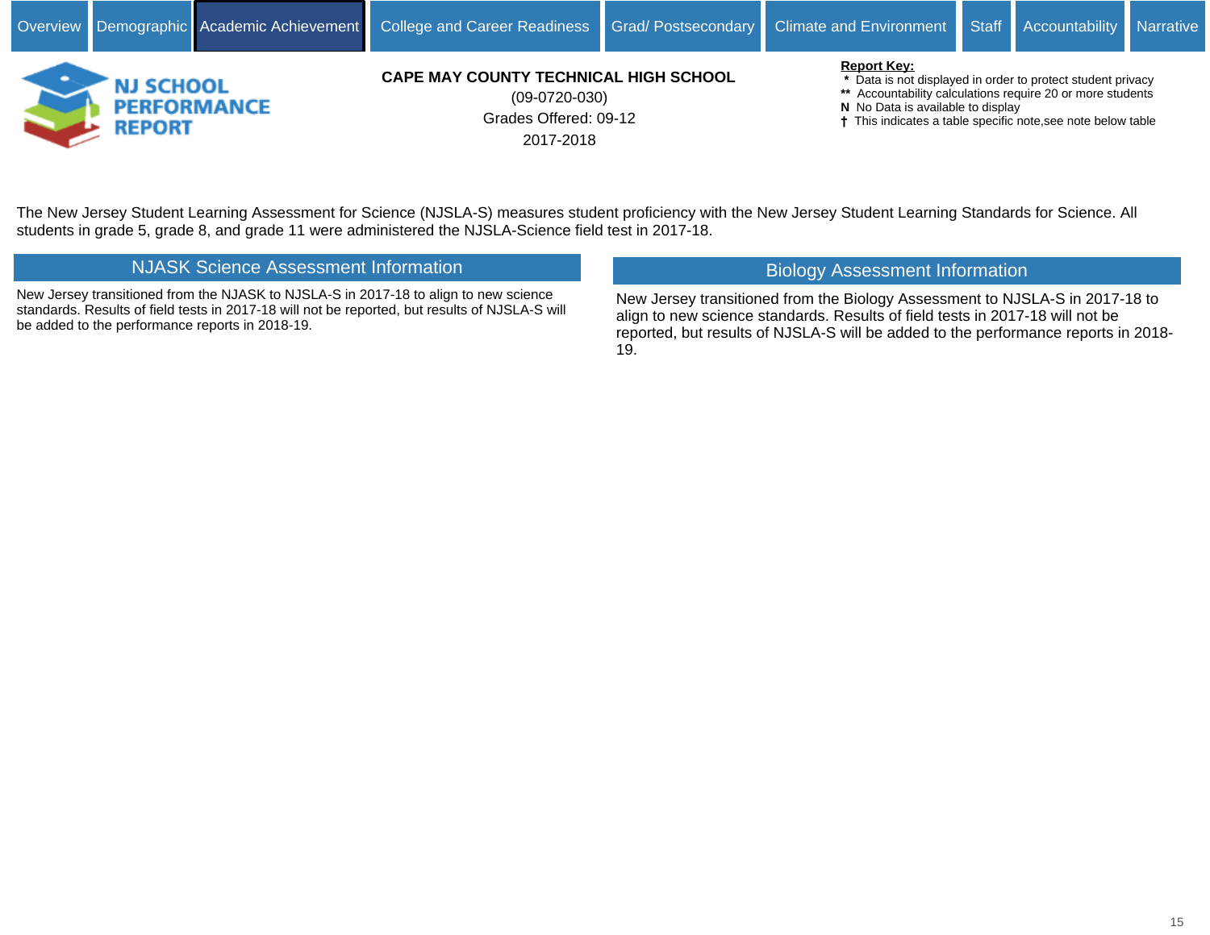Overview | Demographic | Academic Achievement | College and Career Readiness | Grad/ Postsecondary | Climate and Environment | Staff | Accountability | Narrative

NJ SCHOOL PERFORMANCE REPORT

**CAPE MAY COUNTY TECHNICAL HIGH SCHOOL**
(09-0720-030)
Grades Offered: 09-12
2017-2018

**Report Key:**
- \* Data is not displayed in order to protect student privacy
- \*\* Accountability calculations require 20 or more students
- **N** No Data is available to display
- † This indicates a table specific note,see note below table

The New Jersey Student Learning Assessment for Science (NJSLA-S) measures student proficiency with the New Jersey Student Learning Standards for Science. All students in grade 5, grade 8, and grade 11 were administered the NJSLA-Science field test in 2017-18.

## NJASK Science Assessment Information

New Jersey transitioned from the NJASK to NJSLA-S in 2017-18 to align to new science standards. Results of field tests in 2017-18 will not be reported, but results of NJSLA-S will be added to the performance reports in 2018-19.

## Biology Assessment Information

New Jersey transitioned from the Biology Assessment to NJSLA-S in 2017-18 to align to new science standards. Results of field tests in 2017-18 will not be reported, but results of NJSLA-S will be added to the performance reports in 2018-19.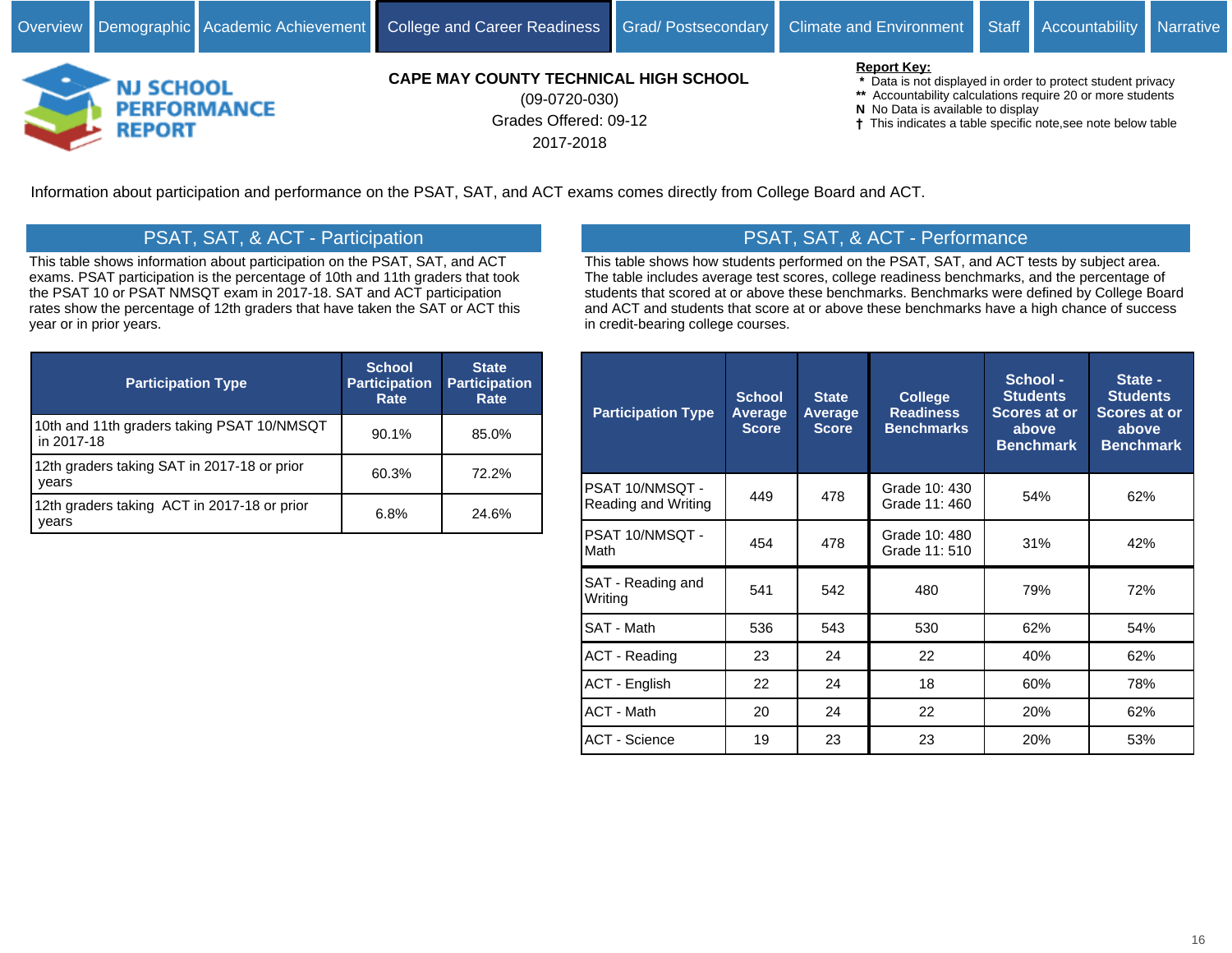Overview | Demographic | Academic Achievement | College and Career Readiness | Grad/ Postsecondary | Climate and Environment | Staff | Accountability | Narrative

**NJ SCHOOL PERFORMANCE REPORT**

**CAPE MAY COUNTY TECHNICAL HIGH SCHOOL**
(09-0720-030)
Grades Offered: 09-12
2017-2018

**Report Key:**
- \* Data is not displayed in order to protect student privacy
- \*\* Accountability calculations require 20 or more students
- **N** No Data is available to display
- † This indicates a table specific note,see note below table

Information about participation and performance on the PSAT, SAT, and ACT exams comes directly from College Board and ACT.

## PSAT, SAT, & ACT - Participation

This table shows information about participation on the PSAT, SAT, and ACT exams. PSAT participation is the percentage of 10th and 11th graders that took the PSAT 10 or PSAT NMSQT exam in 2017-18. SAT and ACT participation rates show the percentage of 12th graders that have taken the SAT or ACT this year or in prior years.

| Participation Type | School Participation Rate | State Participation Rate |
|---|---|---|
| 10th and 11th graders taking PSAT 10/NMSQT in 2017-18 | 90.1% | 85.0% |
| 12th graders taking SAT in 2017-18 or prior years | 60.3% | 72.2% |
| 12th graders taking ACT in 2017-18 or prior years | 6.8% | 24.6% |

## PSAT, SAT, & ACT - Performance

This table shows how students performed on the PSAT, SAT, and ACT tests by subject area. The table includes average test scores, college readiness benchmarks, and the percentage of students that scored at or above these benchmarks. Benchmarks were defined by College Board and ACT and students that score at or above these benchmarks have a high chance of success in credit-bearing college courses.

| Participation Type | School Average Score | State Average Score | College Readiness Benchmarks | School - Students Scores at or above Benchmark | State - Students Scores at or above Benchmark |
|---|---|---|---|---|---|
| PSAT 10/NMSQT - Reading and Writing | 449 | 478 | Grade 10: 430 Grade 11: 460 | 54% | 62% |
| PSAT 10/NMSQT - Math | 454 | 478 | Grade 10: 480 Grade 11: 510 | 31% | 42% |
| SAT - Reading and Writing | 541 | 542 | 480 | 79% | 72% |
| SAT - Math | 536 | 543 | 530 | 62% | 54% |
| ACT - Reading | 23 | 24 | 22 | 40% | 62% |
| ACT - English | 22 | 24 | 18 | 60% | 78% |
| ACT - Math | 20 | 24 | 22 | 20% | 62% |
| ACT - Science | 19 | 23 | 23 | 20% | 53% |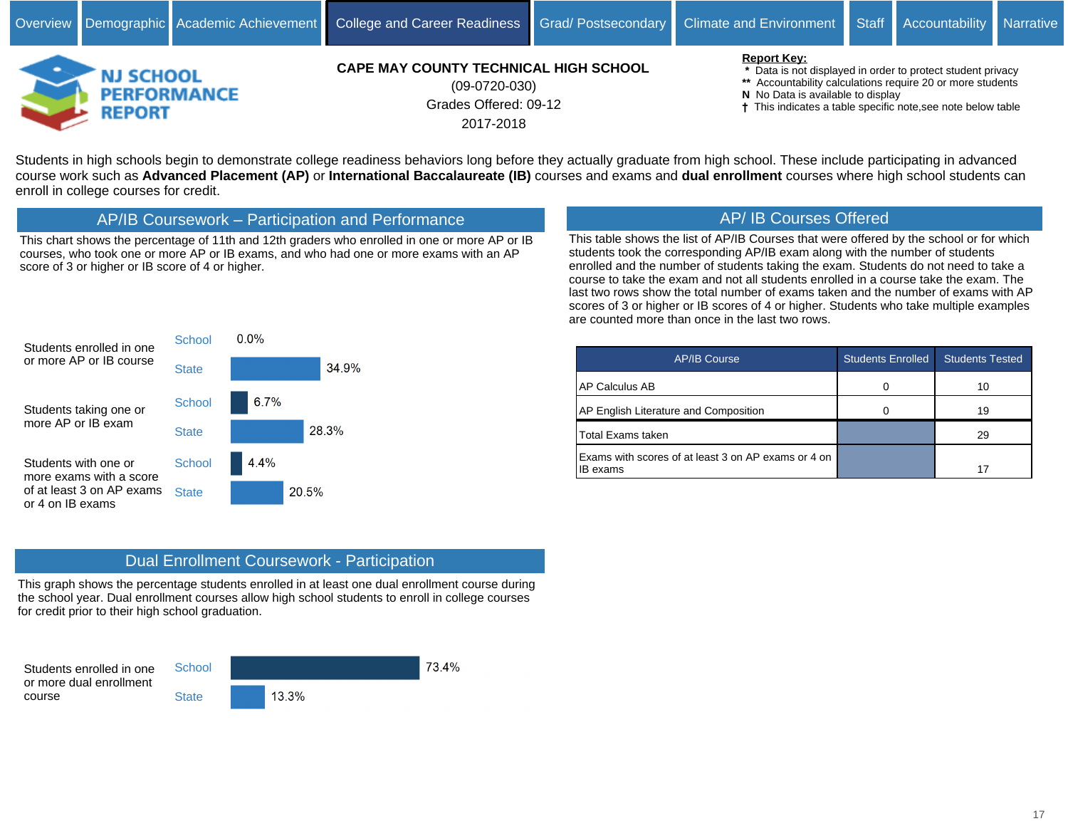Overview | Demographic | Academic Achievement | College and Career Readiness | Grad/ Postsecondary | Climate and Environment | Staff | Accountability | Narrative

NJ SCHOOL PERFORMANCE REPORT

**CAPE MAY COUNTY TECHNICAL HIGH SCHOOL**
(09-0720-030)
Grades Offered: 09-12
2017-2018

**Report Key:**
- * Data is not displayed in order to protect student privacy
- ** Accountability calculations require 20 or more students
- N No Data is available to display
- † This indicates a table specific note,see note below table

Students in high schools begin to demonstrate college readiness behaviors long before they actually graduate from high school. These include participating in advanced course work such as **Advanced Placement (AP)** or **International Baccalaureate (IB)** courses and exams and **dual enrollment** courses where high school students can enroll in college courses for credit.

## AP/IB Coursework – Participation and Performance

This chart shows the percentage of 11th and 12th graders who enrolled in one or more AP or IB courses, who took one or more AP or IB exams, and who had one or more exams with an AP score of 3 or higher or IB score of 4 or higher.

| Measure | School | State |
|---|---|---|
| Students enrolled in one or more AP or IB course | 0.0% | 34.9% |
| Students taking one or more AP or IB exam | 6.7% | 28.3% |
| Students with one or more exams with a score of at least 3 on AP exams or 4 on IB exams | 4.4% | 20.5% |

## AP/ IB Courses Offered

This table shows the list of AP/IB Courses that were offered by the school or for which students took the corresponding AP/IB exam along with the number of students enrolled and the number of students taking the exam. Students do not need to take a course to take the exam and not all students enrolled in a course take the exam. The last two rows show the total number of exams taken and the number of exams with AP scores of 3 or higher or IB scores of 4 or higher. Students who take multiple examples are counted more than once in the last two rows.

| AP/IB Course | Students Enrolled | Students Tested |
|---|---|---|
| AP Calculus AB | 0 | 10 |
| AP English Literature and Composition | 0 | 19 |
| Total Exams taken | | 29 |
| Exams with scores of at least 3 on AP exams or 4 on IB exams | | 17 |

## Dual Enrollment Coursework - Participation

This graph shows the percentage students enrolled in at least one dual enrollment course during the school year. Dual enrollment courses allow high school students to enroll in college courses for credit prior to their high school graduation.

| Measure | School | State |
|---|---|---|
| Students enrolled in one or more dual enrollment course | 73.4% | 13.3% |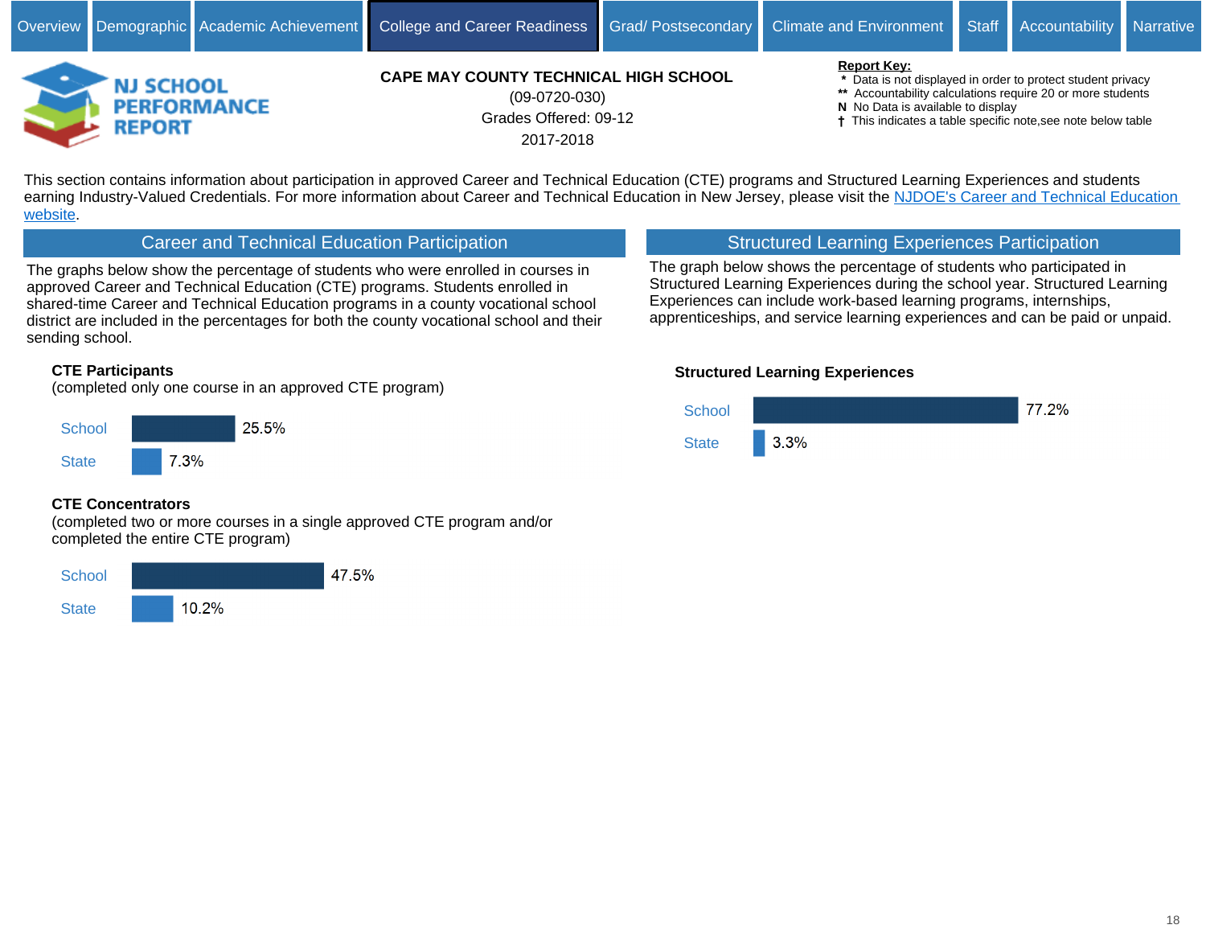Overview | Demographic | Academic Achievement | College and Career Readiness | Grad/ Postsecondary | Climate and Environment | Staff | Accountability | Narrative

# CAPE MAY COUNTY TECHNICAL HIGH SCHOOL

(09-0720-030)

Grades Offered: 09-12

2017-2018

**Report Key:**
- * Data is not displayed in order to protect student privacy
- ** Accountability calculations require 20 or more students
- N No Data is available to display
- † This indicates a table specific note,see note below table

This section contains information about participation in approved Career and Technical Education (CTE) programs and Structured Learning Experiences and students earning Industry-Valued Credentials. For more information about Career and Technical Education in New Jersey, please visit the [NJDOE's Career and Technical Education website](#).

## Career and Technical Education Participation

The graphs below show the percentage of students who were enrolled in courses in approved Career and Technical Education (CTE) programs. Students enrolled in shared-time Career and Technical Education programs in a county vocational school district are included in the percentages for both the county vocational school and their sending school.

**CTE Participants**
(completed only one course in an approved CTE program)

| | Percentage |
|---|---|
| School | 25.5% |
| State | 7.3% |

**CTE Concentrators**
(completed two or more courses in a single approved CTE program and/or completed the entire CTE program)

| | Percentage |
|---|---|
| School | 47.5% |
| State | 10.2% |

## Structured Learning Experiences Participation

The graph below shows the percentage of students who participated in Structured Learning Experiences during the school year. Structured Learning Experiences can include work-based learning programs, internships, apprenticeships, and service learning experiences and can be paid or unpaid.

**Structured Learning Experiences**

| | Percentage |
|---|---|
| School | 77.2% |
| State | 3.3% |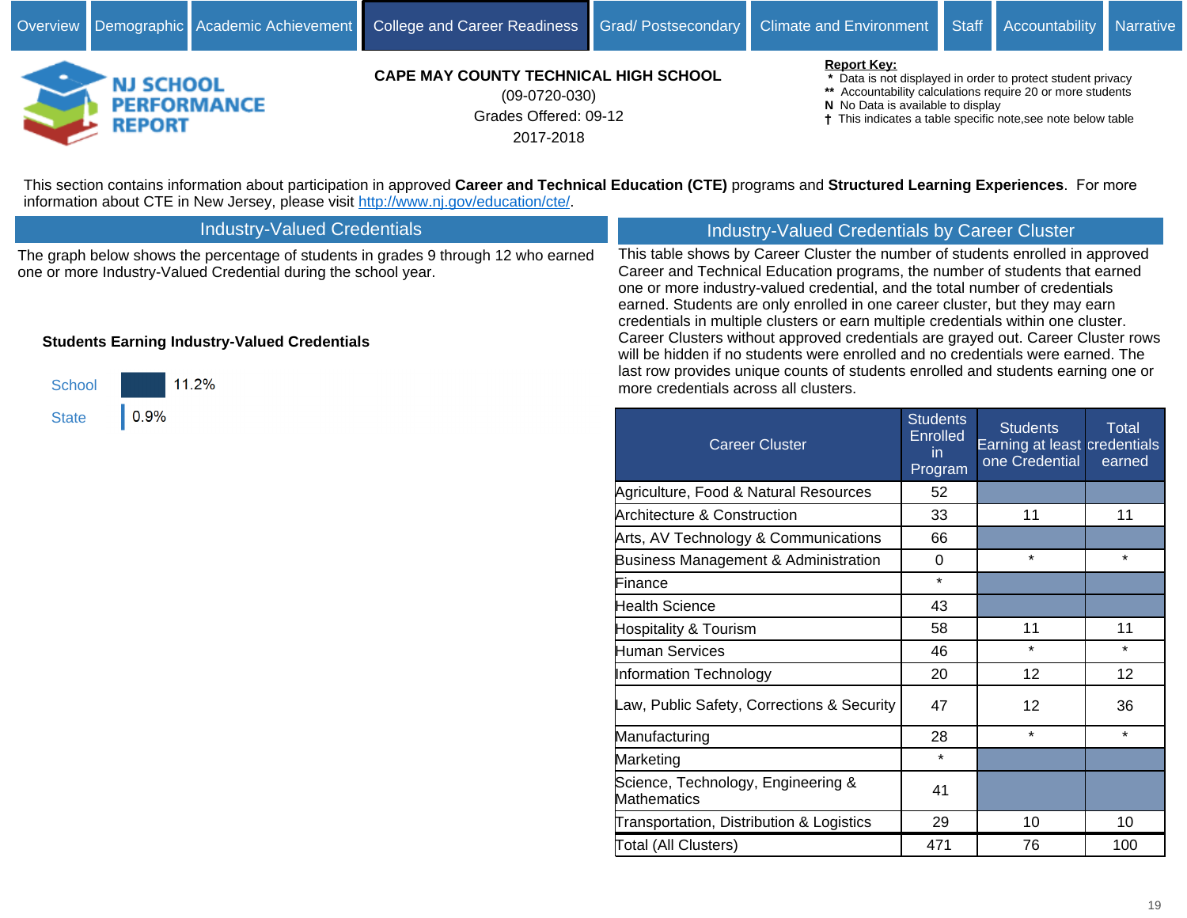Overview | Demographic | Academic Achievement | College and Career Readiness | Grad/ Postsecondary | Climate and Environment | Staff | Accountability | Narrative

**NJ SCHOOL PERFORMANCE REPORT**

**CAPE MAY COUNTY TECHNICAL HIGH SCHOOL**
(09-0720-030)
Grades Offered: 09-12
2017-2018

**Report Key:**
- * Data is not displayed in order to protect student privacy
- ** Accountability calculations require 20 or more students
- N No Data is available to display
- † This indicates a table specific note,see note below table

This section contains information about participation in approved **Career and Technical Education (CTE)** programs and **Structured Learning Experiences**. For more information about CTE in New Jersey, please visit http://www.nj.gov/education/cte/.

## Industry-Valued Credentials

The graph below shows the percentage of students in grades 9 through 12 who earned one or more Industry-Valued Credential during the school year.

**Students Earning Industry-Valued Credentials**

| | |
|---|---|
| School | 11.2% |
| State | 0.9% |

## Industry-Valued Credentials by Career Cluster

This table shows by Career Cluster the number of students enrolled in approved Career and Technical Education programs, the number of students that earned one or more industry-valued credential, and the total number of credentials earned. Students are only enrolled in one career cluster, but they may earn credentials in multiple clusters or earn multiple credentials within one cluster. Career Clusters without approved credentials are grayed out. Career Cluster rows will be hidden if no students were enrolled and no credentials were earned. The last row provides unique counts of students enrolled and students earning one or more credentials across all clusters.

| Career Cluster | Students Enrolled in Program | Students Earning at least one Credential | Total credentials earned |
|---|---|---|---|
| Agriculture, Food & Natural Resources | 52 | | |
| Architecture & Construction | 33 | 11 | 11 |
| Arts, AV Technology & Communications | 66 | | |
| Business Management & Administration | 0 | * | * |
| Finance | * | | |
| Health Science | 43 | | |
| Hospitality & Tourism | 58 | 11 | 11 |
| Human Services | 46 | * | * |
| Information Technology | 20 | 12 | 12 |
| Law, Public Safety, Corrections & Security | 47 | 12 | 36 |
| Manufacturing | 28 | * | * |
| Marketing | * | | |
| Science, Technology, Engineering & Mathematics | 41 | | |
| Transportation, Distribution & Logistics | 29 | 10 | 10 |
| Total (All Clusters) | 471 | 76 | 100 |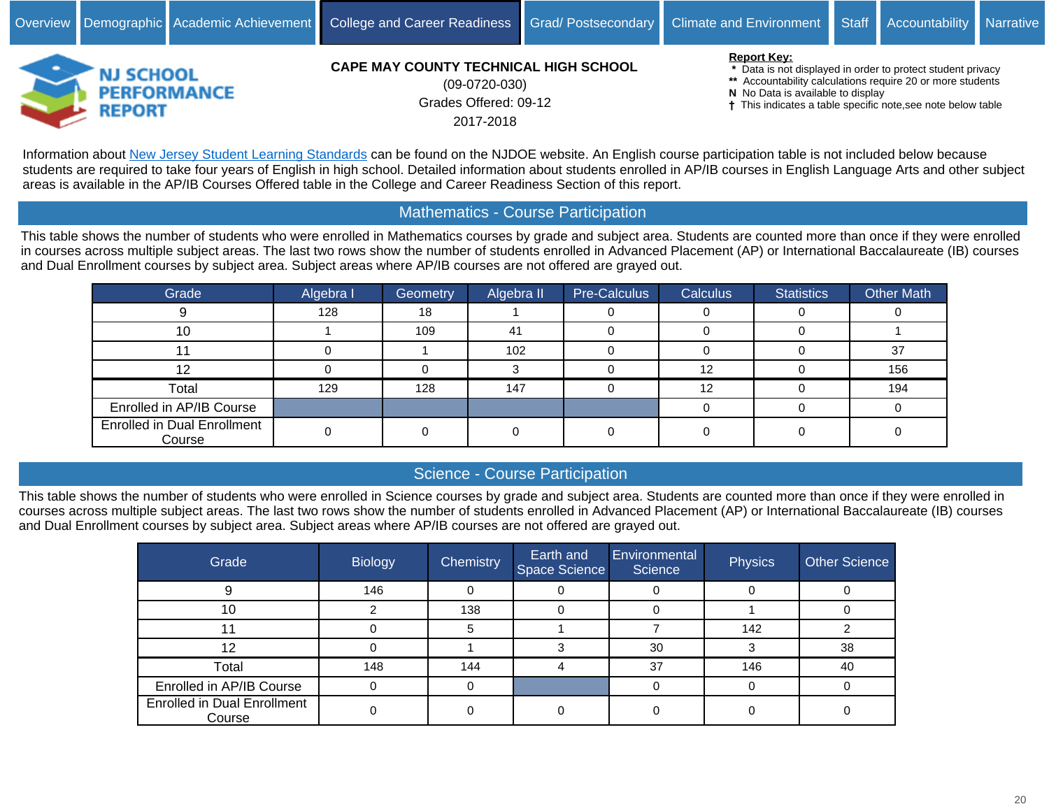Overview | Demographic | Academic Achievement | College and Career Readiness | Grad/ Postsecondary | Climate and Environment | Staff | Accountability | Narrative

**CAPE MAY COUNTY TECHNICAL HIGH SCHOOL**
(09-0720-030)
Grades Offered: 09-12
2017-2018

**Report Key:**
- \* Data is not displayed in order to protect student privacy
- \*\* Accountability calculations require 20 or more students
- **N** No Data is available to display
- † This indicates a table specific note,see note below table

Information about New Jersey Student Learning Standards can be found on the NJDOE website. An English course participation table is not included below because students are required to take four years of English in high school. Detailed information about students enrolled in AP/IB courses in English Language Arts and other subject areas is available in the AP/IB Courses Offered table in the College and Career Readiness Section of this report.

## Mathematics - Course Participation

This table shows the number of students who were enrolled in Mathematics courses by grade and subject area. Students are counted more than once if they were enrolled in courses across multiple subject areas. The last two rows show the number of students enrolled in Advanced Placement (AP) or International Baccalaureate (IB) courses and Dual Enrollment courses by subject area. Subject areas where AP/IB courses are not offered are grayed out.

| Grade | Algebra I | Geometry | Algebra II | Pre-Calculus | Calculus | Statistics | Other Math |
|---|---|---|---|---|---|---|---|
| 9 | 128 | 18 | 1 | 0 | 0 | 0 | 0 |
| 10 | 1 | 109 | 41 | 0 | 0 | 0 | 1 |
| 11 | 0 | 1 | 102 | 0 | 0 | 0 | 37 |
| 12 | 0 | 0 | 3 | 0 | 12 | 0 | 156 |
| Total | 129 | 128 | 147 | 0 | 12 | 0 | 194 |
| Enrolled in AP/IB Course | | | | | 0 | 0 | 0 |
| Enrolled in Dual Enrollment Course | 0 | 0 | 0 | 0 | 0 | 0 | 0 |

## Science - Course Participation

This table shows the number of students who were enrolled in Science courses by grade and subject area. Students are counted more than once if they were enrolled in courses across multiple subject areas. The last two rows show the number of students enrolled in Advanced Placement (AP) or International Baccalaureate (IB) courses and Dual Enrollment courses by subject area. Subject areas where AP/IB courses are not offered are grayed out.

| Grade | Biology | Chemistry | Earth and Space Science | Environmental Science | Physics | Other Science |
|---|---|---|---|---|---|---|
| 9 | 146 | 0 | 0 | 0 | 0 | 0 |
| 10 | 2 | 138 | 0 | 0 | 1 | 0 |
| 11 | 0 | 5 | 1 | 7 | 142 | 2 |
| 12 | 0 | 1 | 3 | 30 | 3 | 38 |
| Total | 148 | 144 | 4 | 37 | 146 | 40 |
| Enrolled in AP/IB Course | 0 | 0 | | 0 | 0 | 0 |
| Enrolled in Dual Enrollment Course | 0 | 0 | 0 | 0 | 0 | 0 |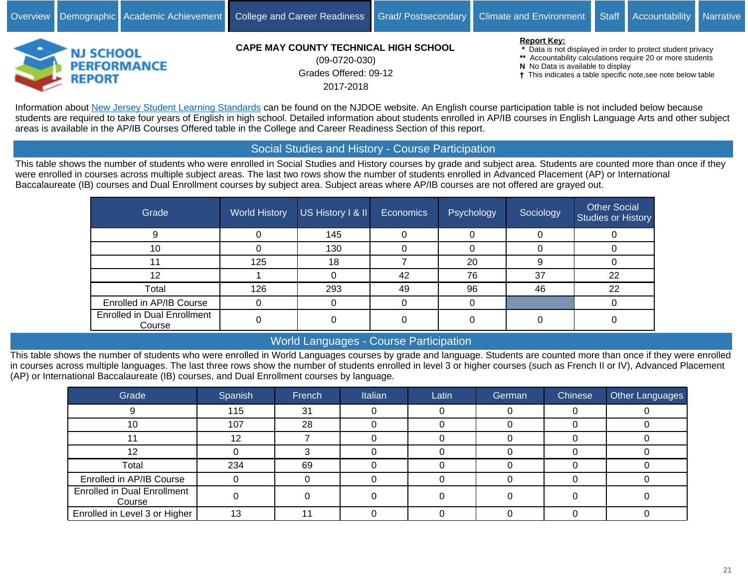Overview | Demographic | Academic Achievement | College and Career Readiness | Grad/ Postsecondary | Climate and Environment | Staff | Accountability | Narrative

**CAPE MAY COUNTY TECHNICAL HIGH SCHOOL**
(09-0720-030)
Grades Offered: 09-12
2017-2018

**Report Key:**
- \* Data is not displayed in order to protect student privacy
- \*\* Accountability calculations require 20 or more students
- **N** No Data is available to display
- † This indicates a table specific note,see note below table

Information about New Jersey Student Learning Standards can be found on the NJDOE website. An English course participation table is not included below because students are required to take four years of English in high school. Detailed information about students enrolled in AP/IB courses in English Language Arts and other subject areas is available in the AP/IB Courses Offered table in the College and Career Readiness Section of this report.

## Social Studies and History - Course Participation

This table shows the number of students who were enrolled in Social Studies and History courses by grade and subject area. Students are counted more than once if they were enrolled in courses across multiple subject areas. The last two rows show the number of students enrolled in Advanced Placement (AP) or International Baccalaureate (IB) courses and Dual Enrollment courses by subject area. Subject areas where AP/IB courses are not offered are grayed out.

| Grade | World History | US History I & II | Economics | Psychology | Sociology | Other Social Studies or History |
|---|---|---|---|---|---|---|
| 9 | 0 | 145 | 0 | 0 | 0 | 0 |
| 10 | 0 | 130 | 0 | 0 | 0 | 0 |
| 11 | 125 | 18 | 7 | 20 | 9 | 0 |
| 12 | 1 | 0 | 42 | 76 | 37 | 22 |
| Total | 126 | 293 | 49 | 96 | 46 | 22 |
| Enrolled in AP/IB Course | 0 | 0 | 0 | 0 | | 0 |
| Enrolled in Dual Enrollment Course | 0 | 0 | 0 | 0 | 0 | 0 |

## World Languages - Course Participation

This table shows the number of students who were enrolled in World Languages courses by grade and language. Students are counted more than once if they were enrolled in courses across multiple languages. The last three rows show the number of students enrolled in level 3 or higher courses (such as French II or IV), Advanced Placement (AP) or International Baccalaureate (IB) courses, and Dual Enrollment courses by language.

| Grade | Spanish | French | Italian | Latin | German | Chinese | Other Languages |
|---|---|---|---|---|---|---|---|
| 9 | 115 | 31 | 0 | 0 | 0 | 0 | 0 |
| 10 | 107 | 28 | 0 | 0 | 0 | 0 | 0 |
| 11 | 12 | 7 | 0 | 0 | 0 | 0 | 0 |
| 12 | 0 | 3 | 0 | 0 | 0 | 0 | 0 |
| Total | 234 | 69 | 0 | 0 | 0 | 0 | 0 |
| Enrolled in AP/IB Course | 0 | 0 | 0 | 0 | 0 | 0 | 0 |
| Enrolled in Dual Enrollment Course | 0 | 0 | 0 | 0 | 0 | 0 | 0 |
| Enrolled in Level 3 or Higher | 13 | 11 | 0 | 0 | 0 | 0 | 0 |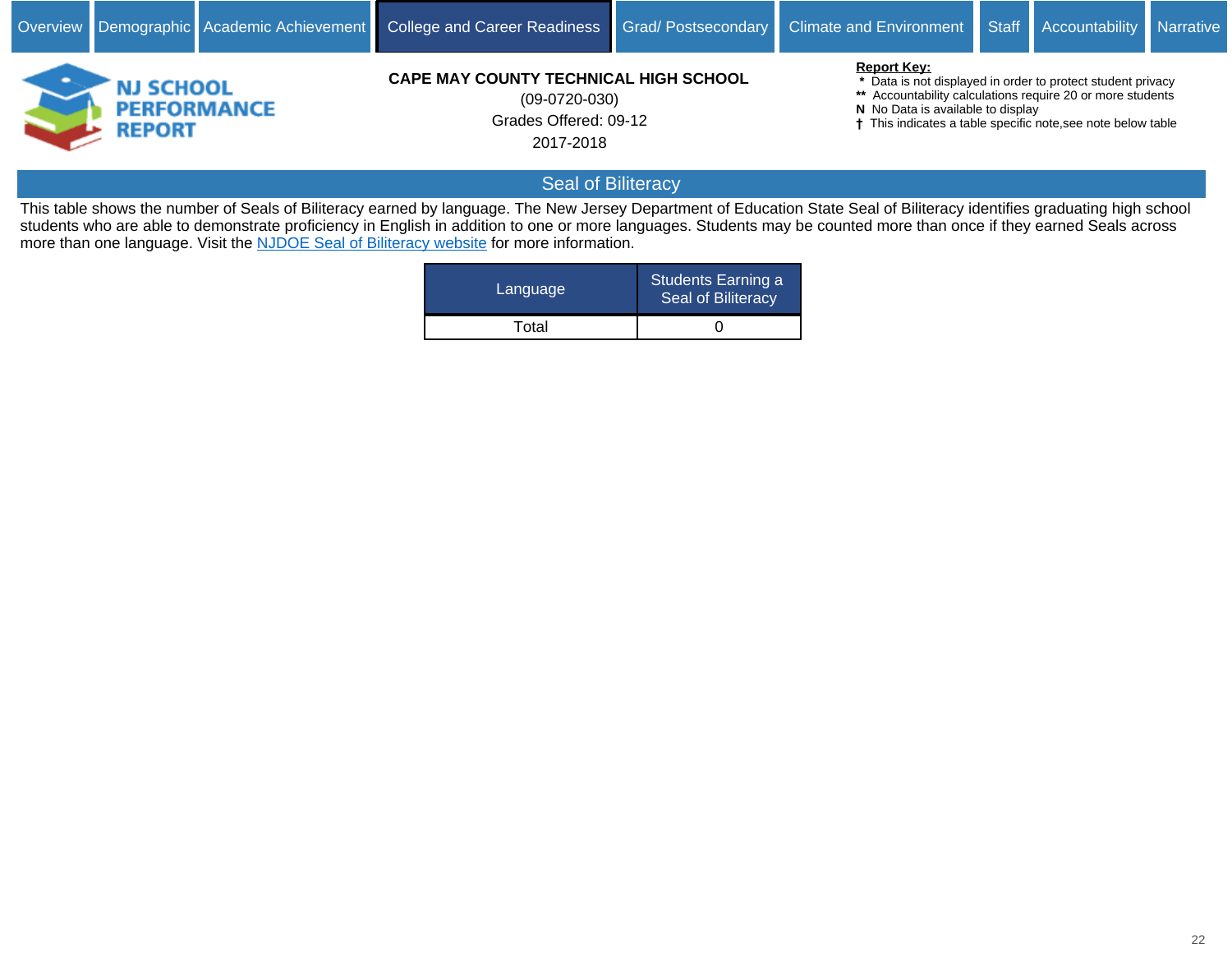Overview | Demographic | Academic Achievement | College and Career Readiness | Grad/ Postsecondary | Climate and Environment | Staff | Accountability | Narrative

**CAPE MAY COUNTY TECHNICAL HIGH SCHOOL**
(09-0720-030)
Grades Offered: 09-12
2017-2018

**Report Key:**
* Data is not displayed in order to protect student privacy
** Accountability calculations require 20 or more students
N No Data is available to display
† This indicates a table specific note,see note below table

## Seal of Biliteracy

This table shows the number of Seals of Biliteracy earned by language. The New Jersey Department of Education State Seal of Biliteracy identifies graduating high school students who are able to demonstrate proficiency in English in addition to one or more languages. Students may be counted more than once if they earned Seals across more than one language. Visit the NJDOE Seal of Biliteracy website for more information.

| Language | Students Earning a Seal of Biliteracy |
|---|---|
| Total | 0 |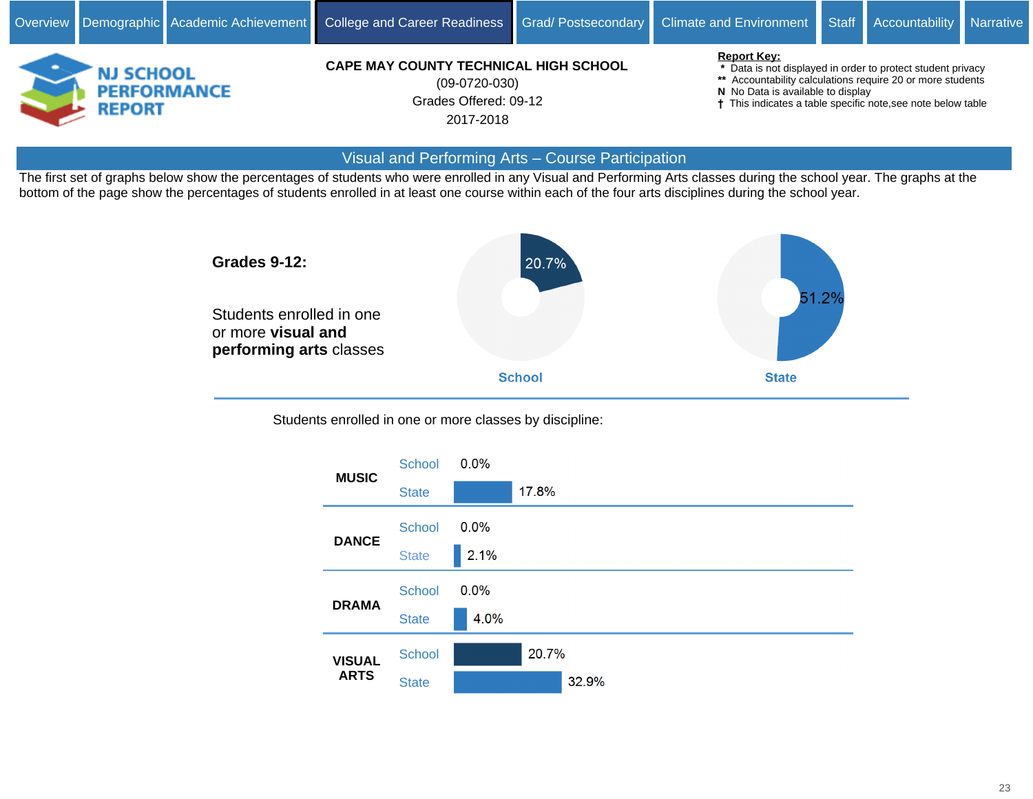Overview | Demographic | Academic Achievement | College and Career Readiness | Grad/ Postsecondary | Climate and Environment | Staff | Accountability | Narrative

**NJ SCHOOL PERFORMANCE REPORT**

**CAPE MAY COUNTY TECHNICAL HIGH SCHOOL**
(09-0720-030)
Grades Offered: 09-12
2017-2018

**Report Key:**
- \* Data is not displayed in order to protect student privacy
- \*\* Accountability calculations require 20 or more students
- **N** No Data is available to display
- † This indicates a table specific note,see note below table

## Visual and Performing Arts – Course Participation

The first set of graphs below show the percentages of students who were enrolled in any Visual and Performing Arts classes during the school year. The graphs at the bottom of the page show the percentages of students enrolled in at least one course within each of the four arts disciplines during the school year.

**Grades 9-12:**

Students enrolled in one or more **visual and performing arts** classes

| | School | State |
|---|---|---|
| Students enrolled in one or more visual and performing arts classes | 20.7% | 51.2% |

Students enrolled in one or more classes by discipline:

| Discipline | School | State |
|---|---|---|
| MUSIC | 0.0% | 17.8% |
| DANCE | 0.0% | 2.1% |
| DRAMA | 0.0% | 4.0% |
| VISUAL ARTS | 20.7% | 32.9% |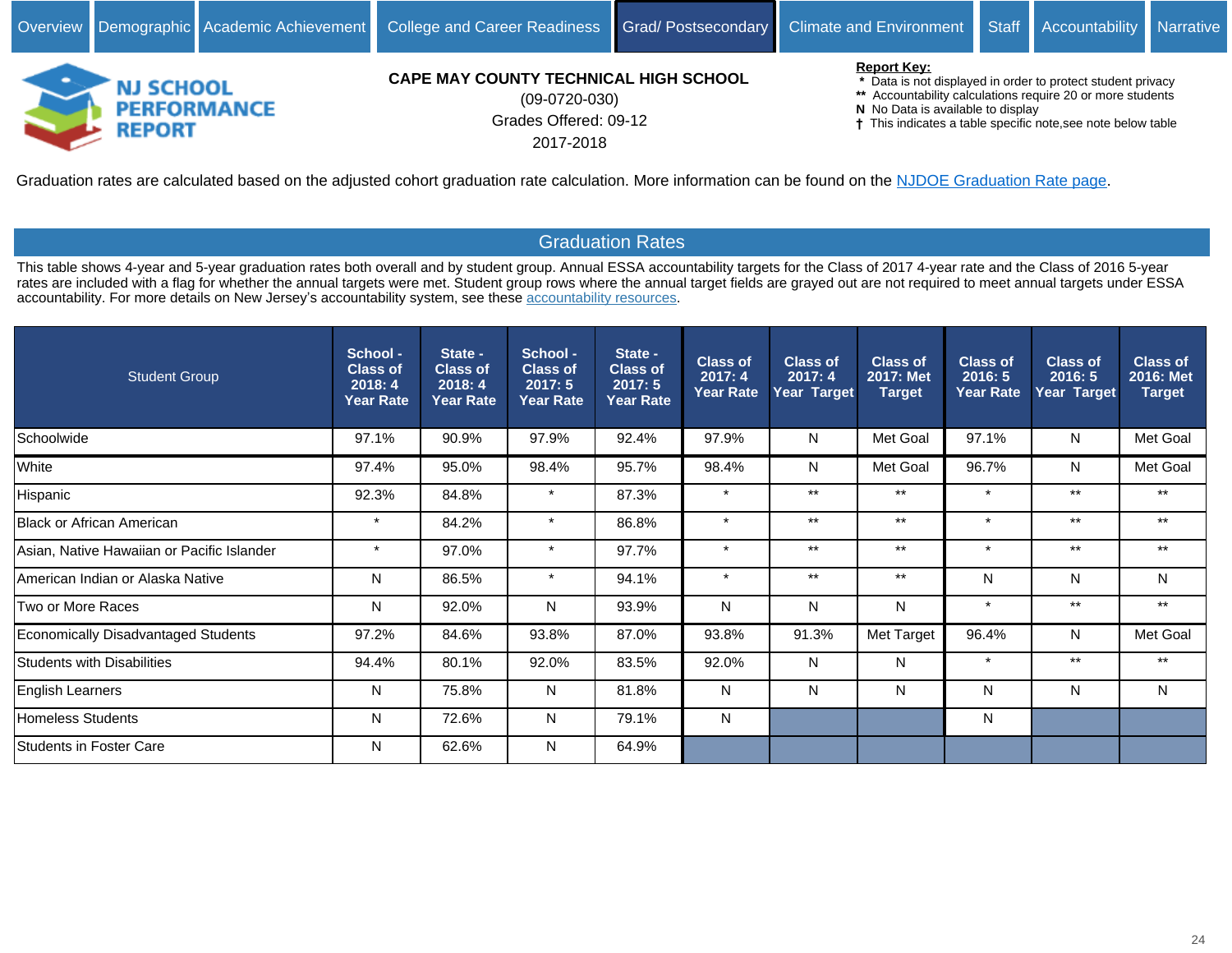Overview | Demographic | Academic Achievement | College and Career Readiness | Grad/ Postsecondary | Climate and Environment | Staff | Accountability | Narrative

NJ SCHOOL PERFORMANCE REPORT

**CAPE MAY COUNTY TECHNICAL HIGH SCHOOL**
(09-0720-030)
Grades Offered: 09-12
2017-2018

**Report Key:**
- \* Data is not displayed in order to protect student privacy
- \*\* Accountability calculations require 20 or more students
- N No Data is available to display
- † This indicates a table specific note,see note below table

Graduation rates are calculated based on the adjusted cohort graduation rate calculation. More information can be found on the NJDOE Graduation Rate page.

## Graduation Rates

This table shows 4-year and 5-year graduation rates both overall and by student group. Annual ESSA accountability targets for the Class of 2017 4-year rate and the Class of 2016 5-year rates are included with a flag for whether the annual targets were met. Student group rows where the annual target fields are grayed out are not required to meet annual targets under ESSA accountability. For more details on New Jersey's accountability system, see these accountability resources.

| Student Group | School - Class of 2018: 4 Year Rate | State - Class of 2018: 4 Year Rate | School - Class of 2017: 5 Year Rate | State - Class of 2017: 5 Year Rate | Class of 2017: 4 Year Rate | Class of 2017: 4 Year Target | Class of 2017: Met Target | Class of 2016: 5 Year Rate | Class of 2016: 5 Year Target | Class of 2016: Met Target |
|---|---|---|---|---|---|---|---|---|---|---|
| Schoolwide | 97.1% | 90.9% | 97.9% | 92.4% | 97.9% | N | Met Goal | 97.1% | N | Met Goal |
| White | 97.4% | 95.0% | 98.4% | 95.7% | 98.4% | N | Met Goal | 96.7% | N | Met Goal |
| Hispanic | 92.3% | 84.8% | * | 87.3% | * | ** | ** | * | ** | ** |
| Black or African American | * | 84.2% | * | 86.8% | * | ** | ** | * | ** | ** |
| Asian, Native Hawaiian or Pacific Islander | * | 97.0% | * | 97.7% | * | ** | ** | * | ** | ** |
| American Indian or Alaska Native | N | 86.5% | * | 94.1% | * | ** | ** | N | N | N |
| Two or More Races | N | 92.0% | N | 93.9% | N | N | N | * | ** | ** |
| Economically Disadvantaged Students | 97.2% | 84.6% | 93.8% | 87.0% | 93.8% | 91.3% | Met Target | 96.4% | N | Met Goal |
| Students with Disabilities | 94.4% | 80.1% | 92.0% | 83.5% | 92.0% | N | N | * | ** | ** |
| English Learners | N | 75.8% | N | 81.8% | N | N | N | N | N | N |
| Homeless Students | N | 72.6% | N | 79.1% | N | | | N | | |
| Students in Foster Care | N | 62.6% | N | 64.9% | | | | | | |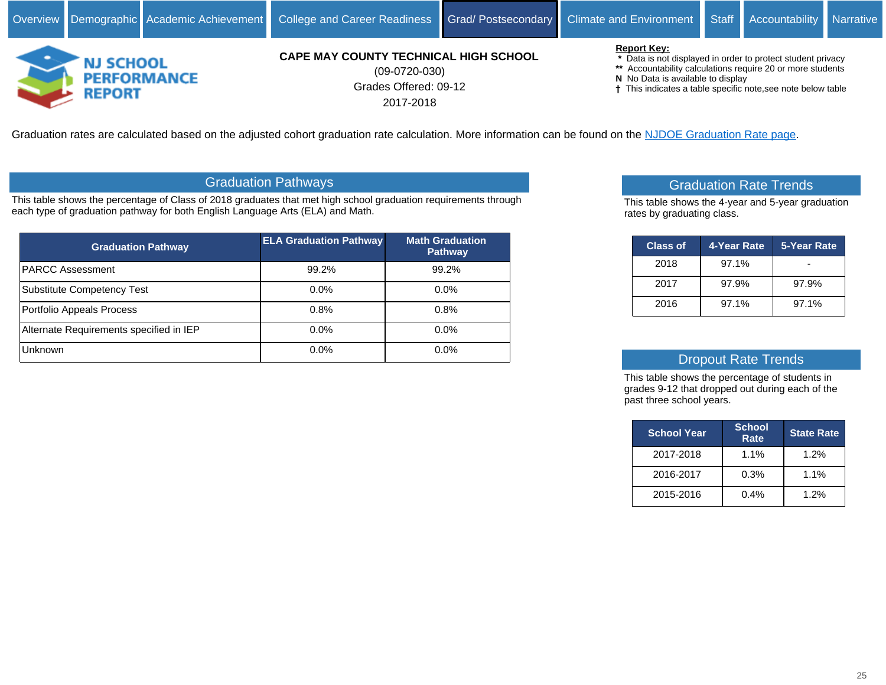Overview | Demographic | Academic Achievement | College and Career Readiness | Grad/ Postsecondary | Climate and Environment | Staff | Accountability | Narrative

NJ SCHOOL PERFORMANCE REPORT

**CAPE MAY COUNTY TECHNICAL HIGH SCHOOL**

(09-0720-030)

Grades Offered: 09-12

2017-2018

**Report Key:**
- \* Data is not displayed in order to protect student privacy
- \*\* Accountability calculations require 20 or more students
- N No Data is available to display
- † This indicates a table specific note,see note below table

Graduation rates are calculated based on the adjusted cohort graduation rate calculation. More information can be found on the NJDOE Graduation Rate page.

## Graduation Pathways

This table shows the percentage of Class of 2018 graduates that met high school graduation requirements through each type of graduation pathway for both English Language Arts (ELA) and Math.

| Graduation Pathway | ELA Graduation Pathway | Math Graduation Pathway |
|---|---|---|
| PARCC Assessment | 99.2% | 99.2% |
| Substitute Competency Test | 0.0% | 0.0% |
| Portfolio Appeals Process | 0.8% | 0.8% |
| Alternate Requirements specified in IEP | 0.0% | 0.0% |
| Unknown | 0.0% | 0.0% |

## Graduation Rate Trends

This table shows the 4-year and 5-year graduation rates by graduating class.

| Class of | 4-Year Rate | 5-Year Rate |
|---|---|---|
| 2018 | 97.1% | - |
| 2017 | 97.9% | 97.9% |
| 2016 | 97.1% | 97.1% |

## Dropout Rate Trends

This table shows the percentage of students in grades 9-12 that dropped out during each of the past three school years.

| School Year | School Rate | State Rate |
|---|---|---|
| 2017-2018 | 1.1% | 1.2% |
| 2016-2017 | 0.3% | 1.1% |
| 2015-2016 | 0.4% | 1.2% |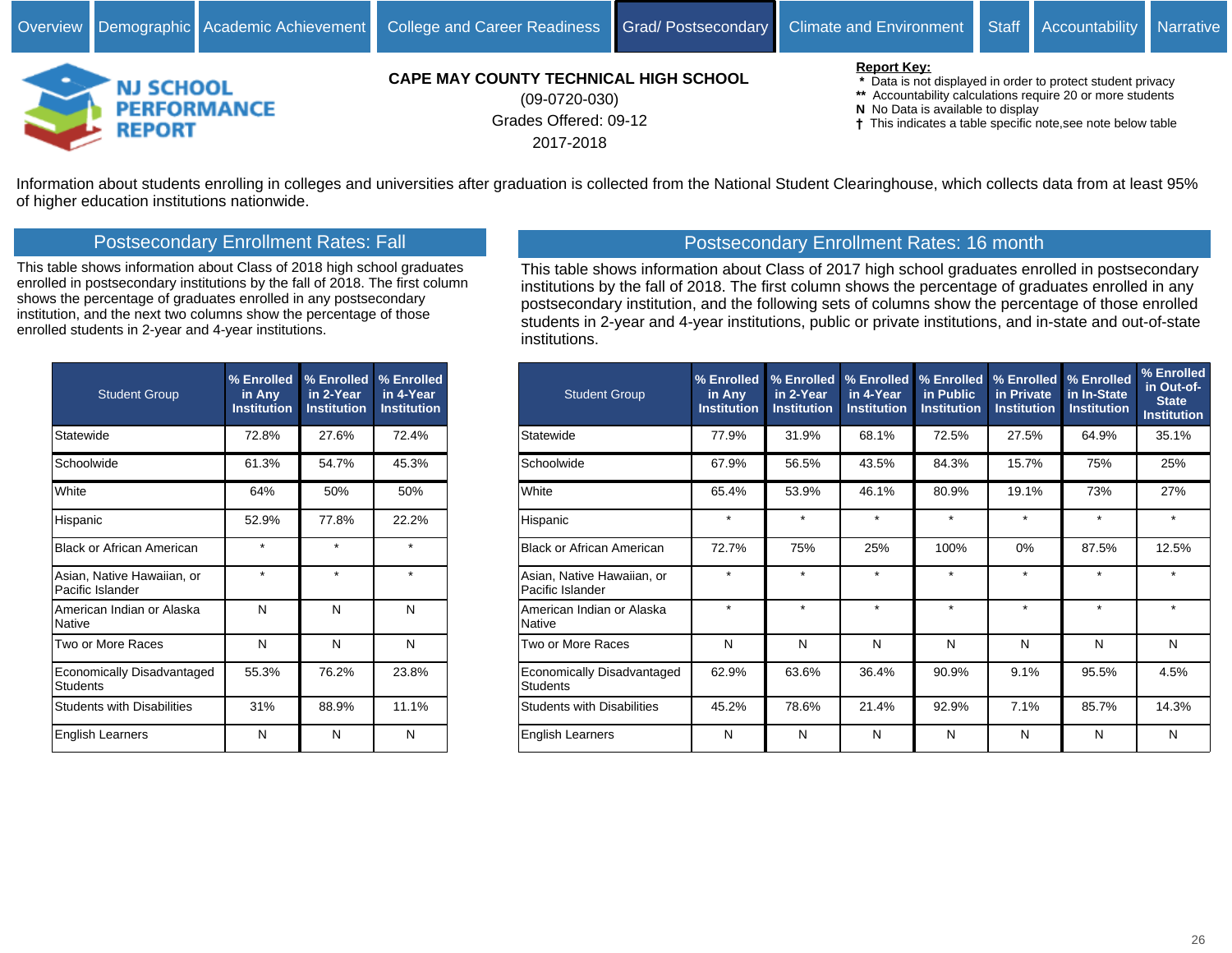Overview | Demographic | Academic Achievement | College and Career Readiness | Grad/ Postsecondary | Climate and Environment | Staff | Accountability | Narrative

NJ SCHOOL PERFORMANCE REPORT

**CAPE MAY COUNTY TECHNICAL HIGH SCHOOL**
(09-0720-030)
Grades Offered: 09-12
2017-2018

**Report Key:**
- \* Data is not displayed in order to protect student privacy
- \*\* Accountability calculations require 20 or more students
- N No Data is available to display
- † This indicates a table specific note,see note below table

Information about students enrolling in colleges and universities after graduation is collected from the National Student Clearinghouse, which collects data from at least 95% of higher education institutions nationwide.

## Postsecondary Enrollment Rates: Fall

This table shows information about Class of 2018 high school graduates enrolled in postsecondary institutions by the fall of 2018. The first column shows the percentage of graduates enrolled in any postsecondary institution, and the next two columns show the percentage of those enrolled students in 2-year and 4-year institutions.

| Student Group | % Enrolled in Any Institution | % Enrolled in 2-Year Institution | % Enrolled in 4-Year Institution |
|---|---|---|---|
| Statewide | 72.8% | 27.6% | 72.4% |
| Schoolwide | 61.3% | 54.7% | 45.3% |
| White | 64% | 50% | 50% |
| Hispanic | 52.9% | 77.8% | 22.2% |
| Black or African American | * | * | * |
| Asian, Native Hawaiian, or Pacific Islander | * | * | * |
| American Indian or Alaska Native | N | N | N |
| Two or More Races | N | N | N |
| Economically Disadvantaged Students | 55.3% | 76.2% | 23.8% |
| Students with Disabilities | 31% | 88.9% | 11.1% |
| English Learners | N | N | N |

## Postsecondary Enrollment Rates: 16 month

This table shows information about Class of 2017 high school graduates enrolled in postsecondary institutions by the fall of 2018. The first column shows the percentage of graduates enrolled in any postsecondary institution, and the following sets of columns show the percentage of those enrolled students in 2-year and 4-year institutions, public or private institutions, and in-state and out-of-state institutions.

| Student Group | % Enrolled in Any Institution | % Enrolled in 2-Year Institution | % Enrolled in 4-Year Institution | % Enrolled in Public Institution | % Enrolled in Private Institution | % Enrolled in In-State Institution | % Enrolled in Out-of-State Institution |
|---|---|---|---|---|---|---|---|
| Statewide | 77.9% | 31.9% | 68.1% | 72.5% | 27.5% | 64.9% | 35.1% |
| Schoolwide | 67.9% | 56.5% | 43.5% | 84.3% | 15.7% | 75% | 25% |
| White | 65.4% | 53.9% | 46.1% | 80.9% | 19.1% | 73% | 27% |
| Hispanic | * | * | * | * | * | * | * |
| Black or African American | 72.7% | 75% | 25% | 100% | 0% | 87.5% | 12.5% |
| Asian, Native Hawaiian, or Pacific Islander | * | * | * | * | * | * | * |
| American Indian or Alaska Native | * | * | * | * | * | * | * |
| Two or More Races | N | N | N | N | N | N | N |
| Economically Disadvantaged Students | 62.9% | 63.6% | 36.4% | 90.9% | 9.1% | 95.5% | 4.5% |
| Students with Disabilities | 45.2% | 78.6% | 21.4% | 92.9% | 7.1% | 85.7% | 14.3% |
| English Learners | N | N | N | N | N | N | N |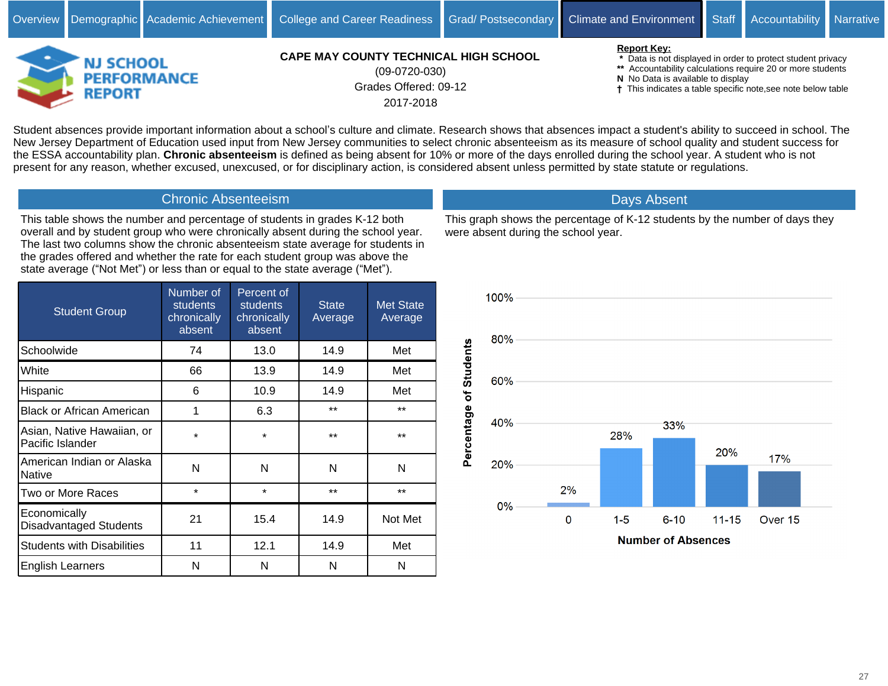Overview | Demographic | Academic Achievement | College and Career Readiness | Grad/ Postsecondary | Climate and Environment | Staff | Accountability | Narrative

# NJ SCHOOL PERFORMANCE REPORT

**CAPE MAY COUNTY TECHNICAL HIGH SCHOOL**
(09-0720-030)
Grades Offered: 09-12
2017-2018

**Report Key:**
- \* Data is not displayed in order to protect student privacy
- \*\* Accountability calculations require 20 or more students
- **N** No Data is available to display
- † This indicates a table specific note,see note below table

Student absences provide important information about a school's culture and climate. Research shows that absences impact a student's ability to succeed in school. The New Jersey Department of Education used input from New Jersey communities to select chronic absenteeism as its measure of school quality and student success for the ESSA accountability plan. **Chronic absenteeism** is defined as being absent for 10% or more of the days enrolled during the school year. A student who is not present for any reason, whether excused, unexcused, or for disciplinary action, is considered absent unless permitted by state statute or regulations.

## Chronic Absenteeism

This table shows the number and percentage of students in grades K-12 both overall and by student group who were chronically absent during the school year. The last two columns show the chronic absenteeism state average for students in the grades offered and whether the rate for each student group was above the state average ("Not Met") or less than or equal to the state average ("Met").

| Student Group | Number of students chronically absent | Percent of students chronically absent | State Average | Met State Average |
|---|---|---|---|---|
| Schoolwide | 74 | 13.0 | 14.9 | Met |
| White | 66 | 13.9 | 14.9 | Met |
| Hispanic | 6 | 10.9 | 14.9 | Met |
| Black or African American | 1 | 6.3 | ** | ** |
| Asian, Native Hawaiian, or Pacific Islander | * | * | ** | ** |
| American Indian or Alaska Native | N | N | N | N |
| Two or More Races | * | * | ** | ** |
| Economically Disadvantaged Students | 21 | 15.4 | 14.9 | Not Met |
| Students with Disabilities | 11 | 12.1 | 14.9 | Met |
| English Learners | N | N | N | N |

## Days Absent

This graph shows the percentage of K-12 students by the number of days they were absent during the school year.

| Number of Absences | Percentage of Students |
|---|---|
| 0 | 2% |
| 1-5 | 28% |
| 6-10 | 33% |
| 11-15 | 20% |
| Over 15 | 17% |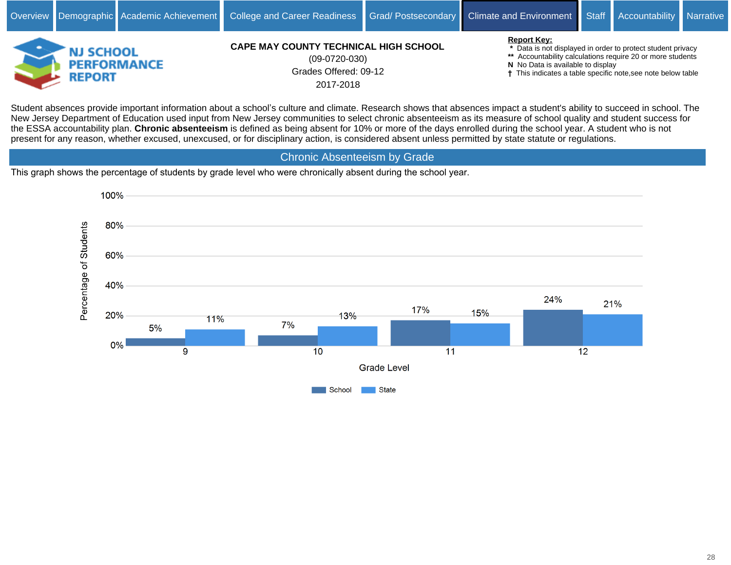Overview | Demographic | Academic Achievement | College and Career Readiness | Grad/ Postsecondary | Climate and Environment | Staff | Accountability | Narrative

NJ SCHOOL PERFORMANCE REPORT

**CAPE MAY COUNTY TECHNICAL HIGH SCHOOL**
(09-0720-030)
Grades Offered: 09-12
2017-2018

**Report Key:**
- \* Data is not displayed in order to protect student privacy
- \*\* Accountability calculations require 20 or more students
- N No Data is available to display
- † This indicates a table specific note,see note below table

Student absences provide important information about a school's culture and climate. Research shows that absences impact a student's ability to succeed in school. The New Jersey Department of Education used input from New Jersey communities to select chronic absenteeism as its measure of school quality and student success for the ESSA accountability plan. **Chronic absenteeism** is defined as being absent for 10% or more of the days enrolled during the school year. A student who is not present for any reason, whether excused, unexcused, or for disciplinary action, is considered absent unless permitted by state statute or regulations.

## Chronic Absenteeism by Grade

This graph shows the percentage of students by grade level who were chronically absent during the school year.

| Grade Level | School | State |
|---|---|---|
| 9 | 5% | 11% |
| 10 | 7% | 13% |
| 11 | 17% | 15% |
| 12 | 24% | 21% |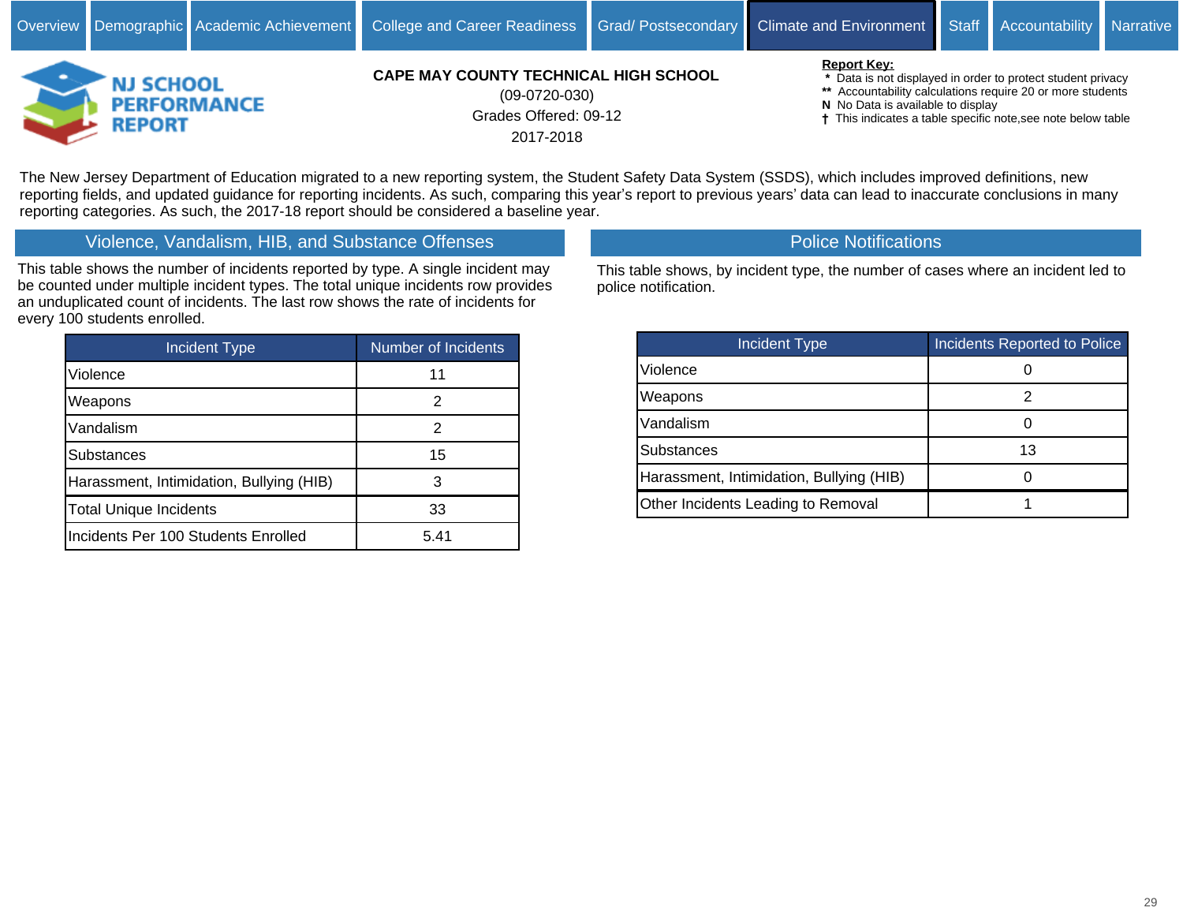Overview | Demographic | Academic Achievement | College and Career Readiness | Grad/ Postsecondary | Climate and Environment | Staff | Accountability | Narrative

NJ SCHOOL PERFORMANCE REPORT

**CAPE MAY COUNTY TECHNICAL HIGH SCHOOL**

(09-0720-030)

Grades Offered: 09-12

2017-2018

**Report Key:**
- \* Data is not displayed in order to protect student privacy
- \*\* Accountability calculations require 20 or more students
- N No Data is available to display
- † This indicates a table specific note,see note below table

The New Jersey Department of Education migrated to a new reporting system, the Student Safety Data System (SSDS), which includes improved definitions, new reporting fields, and updated guidance for reporting incidents. As such, comparing this year's report to previous years' data can lead to inaccurate conclusions in many reporting categories. As such, the 2017-18 report should be considered a baseline year.

## Violence, Vandalism, HIB, and Substance Offenses

This table shows the number of incidents reported by type. A single incident may be counted under multiple incident types. The total unique incidents row provides an unduplicated count of incidents. The last row shows the rate of incidents for every 100 students enrolled.

| Incident Type | Number of Incidents |
|---|---|
| Violence | 11 |
| Weapons | 2 |
| Vandalism | 2 |
| Substances | 15 |
| Harassment, Intimidation, Bullying (HIB) | 3 |
| Total Unique Incidents | 33 |
| Incidents Per 100 Students Enrolled | 5.41 |

## Police Notifications

This table shows, by incident type, the number of cases where an incident led to police notification.

| Incident Type | Incidents Reported to Police |
|---|---|
| Violence | 0 |
| Weapons | 2 |
| Vandalism | 0 |
| Substances | 13 |
| Harassment, Intimidation, Bullying (HIB) | 0 |
| Other Incidents Leading to Removal | 1 |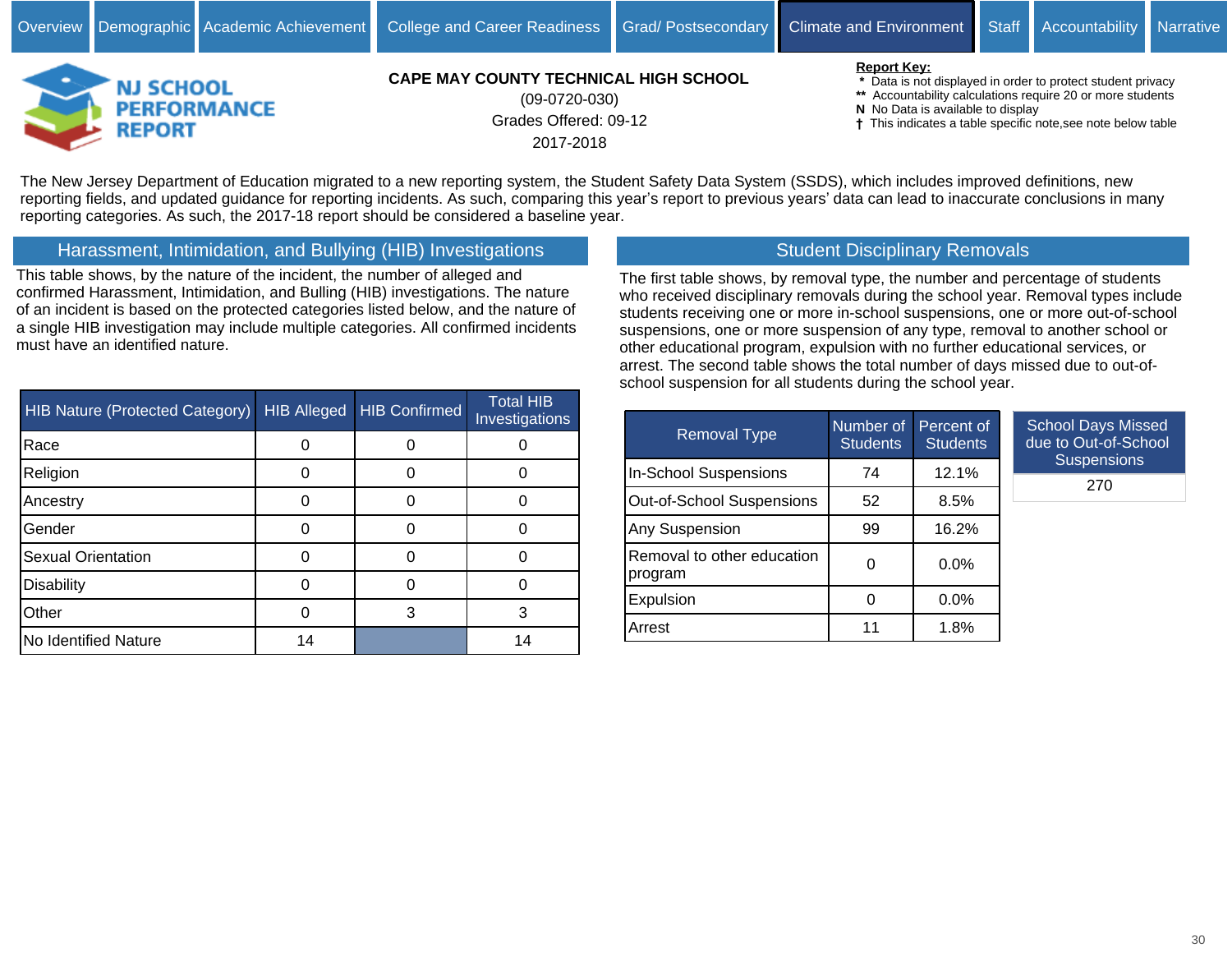Overview | Demographic | Academic Achievement | College and Career Readiness | Grad/ Postsecondary | Climate and Environment | Staff | Accountability | Narrative

**NJ SCHOOL PERFORMANCE REPORT**

**CAPE MAY COUNTY TECHNICAL HIGH SCHOOL**

(09-0720-030)

Grades Offered: 09-12

2017-2018

**Report Key:**
- * Data is not displayed in order to protect student privacy
- ** Accountability calculations require 20 or more students
- **N** No Data is available to display
- † This indicates a table specific note,see note below table

The New Jersey Department of Education migrated to a new reporting system, the Student Safety Data System (SSDS), which includes improved definitions, new reporting fields, and updated guidance for reporting incidents. As such, comparing this year's report to previous years' data can lead to inaccurate conclusions in many reporting categories. As such, the 2017-18 report should be considered a baseline year.

## Harassment, Intimidation, and Bullying (HIB) Investigations

This table shows, by the nature of the incident, the number of alleged and confirmed Harassment, Intimidation, and Bulling (HIB) investigations. The nature of an incident is based on the protected categories listed below, and the nature of a single HIB investigation may include multiple categories. All confirmed incidents must have an identified nature.

| HIB Nature (Protected Category) | HIB Alleged | HIB Confirmed | Total HIB Investigations |
|---|---|---|---|
| Race | 0 | 0 | 0 |
| Religion | 0 | 0 | 0 |
| Ancestry | 0 | 0 | 0 |
| Gender | 0 | 0 | 0 |
| Sexual Orientation | 0 | 0 | 0 |
| Disability | 0 | 0 | 0 |
| Other | 0 | 3 | 3 |
| No Identified Nature | 14 | | 14 |

## Student Disciplinary Removals

The first table shows, by removal type, the number and percentage of students who received disciplinary removals during the school year. Removal types include students receiving one or more in-school suspensions, one or more out-of-school suspensions, one or more suspension of any type, removal to another school or other educational program, expulsion with no further educational services, or arrest. The second table shows the total number of days missed due to out-of-school suspension for all students during the school year.

| Removal Type | Number of Students | Percent of Students |
|---|---|---|
| In-School Suspensions | 74 | 12.1% |
| Out-of-School Suspensions | 52 | 8.5% |
| Any Suspension | 99 | 16.2% |
| Removal to other education program | 0 | 0.0% |
| Expulsion | 0 | 0.0% |
| Arrest | 11 | 1.8% |

| School Days Missed due to Out-of-School Suspensions |
|---|
| 270 |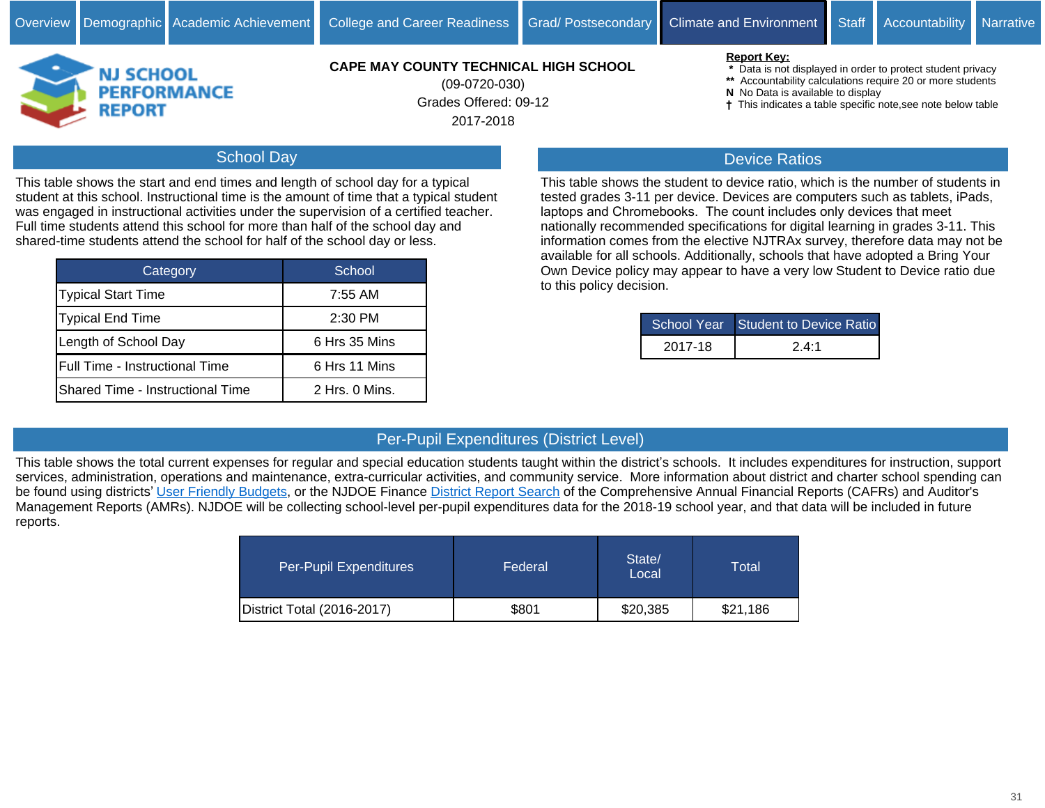Overview | Demographic | Academic Achievement | College and Career Readiness | Grad/ Postsecondary | Climate and Environment | Staff | Accountability | Narrative

NJ SCHOOL PERFORMANCE REPORT

**CAPE MAY COUNTY TECHNICAL HIGH SCHOOL**
(09-0720-030)
Grades Offered: 09-12
2017-2018

**Report Key:**
- `*` Data is not displayed in order to protect student privacy
- `**` Accountability calculations require 20 or more students
- **N** No Data is available to display
- † This indicates a table specific note,see note below table

## School Day

This table shows the start and end times and length of school day for a typical student at this school. Instructional time is the amount of time that a typical student was engaged in instructional activities under the supervision of a certified teacher. Full time students attend this school for more than half of the school day and shared-time students attend the school for half of the school day or less.

| Category | School |
|---|---|
| Typical Start Time | 7:55 AM |
| Typical End Time | 2:30 PM |
| Length of School Day | 6 Hrs 35 Mins |
| Full Time - Instructional Time | 6 Hrs 11 Mins |
| Shared Time - Instructional Time | 2 Hrs. 0 Mins. |

## Device Ratios

This table shows the student to device ratio, which is the number of students in tested grades 3-11 per device. Devices are computers such as tablets, iPads, laptops and Chromebooks. The count includes only devices that meet nationally recommended specifications for digital learning in grades 3-11. This information comes from the elective NJTRAx survey, therefore data may not be available for all schools. Additionally, schools that have adopted a Bring Your Own Device policy may appear to have a very low Student to Device ratio due to this policy decision.

| School Year | Student to Device Ratio |
|---|---|
| 2017-18 | 2.4:1 |

## Per-Pupil Expenditures (District Level)

This table shows the total current expenses for regular and special education students taught within the district's schools. It includes expenditures for instruction, support services, administration, operations and maintenance, extra-curricular activities, and community service. More information about district and charter school spending can be found using districts' User Friendly Budgets, or the NJDOE Finance District Report Search of the Comprehensive Annual Financial Reports (CAFRs) and Auditor's Management Reports (AMRs). NJDOE will be collecting school-level per-pupil expenditures data for the 2018-19 school year, and that data will be included in future reports.

| Per-Pupil Expenditures | Federal | State/ Local | Total |
|---|---|---|---|
| District Total (2016-2017) | $801 | $20,385 | $21,186 |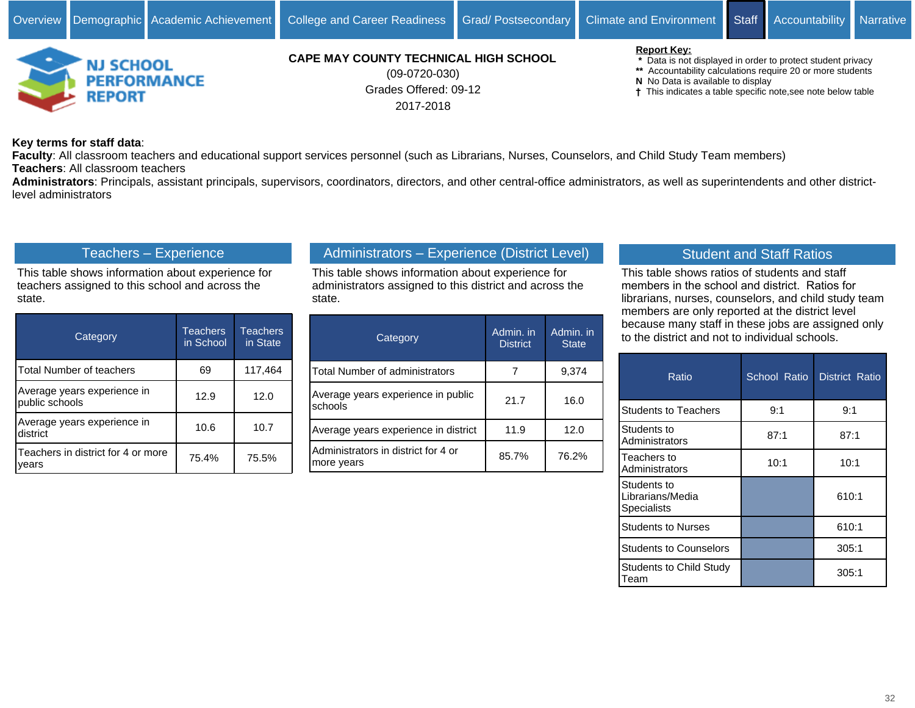Overview | Demographic | Academic Achievement | College and Career Readiness | Grad/ Postsecondary | Climate and Environment | Staff | Accountability | Narrative

NJ SCHOOL PERFORMANCE REPORT

**CAPE MAY COUNTY TECHNICAL HIGH SCHOOL**
(09-0720-030)
Grades Offered: 09-12
2017-2018

**Report Key:**
* Data is not displayed in order to protect student privacy
** Accountability calculations require 20 or more students
N No Data is available to display
† This indicates a table specific note,see note below table

**Key terms for staff data**:
**Faculty**: All classroom teachers and educational support services personnel (such as Librarians, Nurses, Counselors, and Child Study Team members)
**Teachers**: All classroom teachers
**Administrators**: Principals, assistant principals, supervisors, coordinators, directors, and other central-office administrators, as well as superintendents and other district-level administrators

## Teachers – Experience

This table shows information about experience for teachers assigned to this school and across the state.

| Category | Teachers in School | Teachers in State |
|---|---|---|
| Total Number of teachers | 69 | 117,464 |
| Average years experience in public schools | 12.9 | 12.0 |
| Average years experience in district | 10.6 | 10.7 |
| Teachers in district for 4 or more years | 75.4% | 75.5% |

## Administrators – Experience (District Level)

This table shows information about experience for administrators assigned to this district and across the state.

| Category | Admin. in District | Admin. in State |
|---|---|---|
| Total Number of administrators | 7 | 9,374 |
| Average years experience in public schools | 21.7 | 16.0 |
| Average years experience in district | 11.9 | 12.0 |
| Administrators in district for 4 or more years | 85.7% | 76.2% |

## Student and Staff Ratios

This table shows ratios of students and staff members in the school and district. Ratios for librarians, nurses, counselors, and child study team members are only reported at the district level because many staff in these jobs are assigned only to the district and not to individual schools.

| Ratio | School Ratio | District Ratio |
|---|---|---|
| Students to Teachers | 9:1 | 9:1 |
| Students to Administrators | 87:1 | 87:1 |
| Teachers to Administrators | 10:1 | 10:1 |
| Students to Librarians/Media Specialists | | 610:1 |
| Students to Nurses | | 610:1 |
| Students to Counselors | | 305:1 |
| Students to Child Study Team | | 305:1 |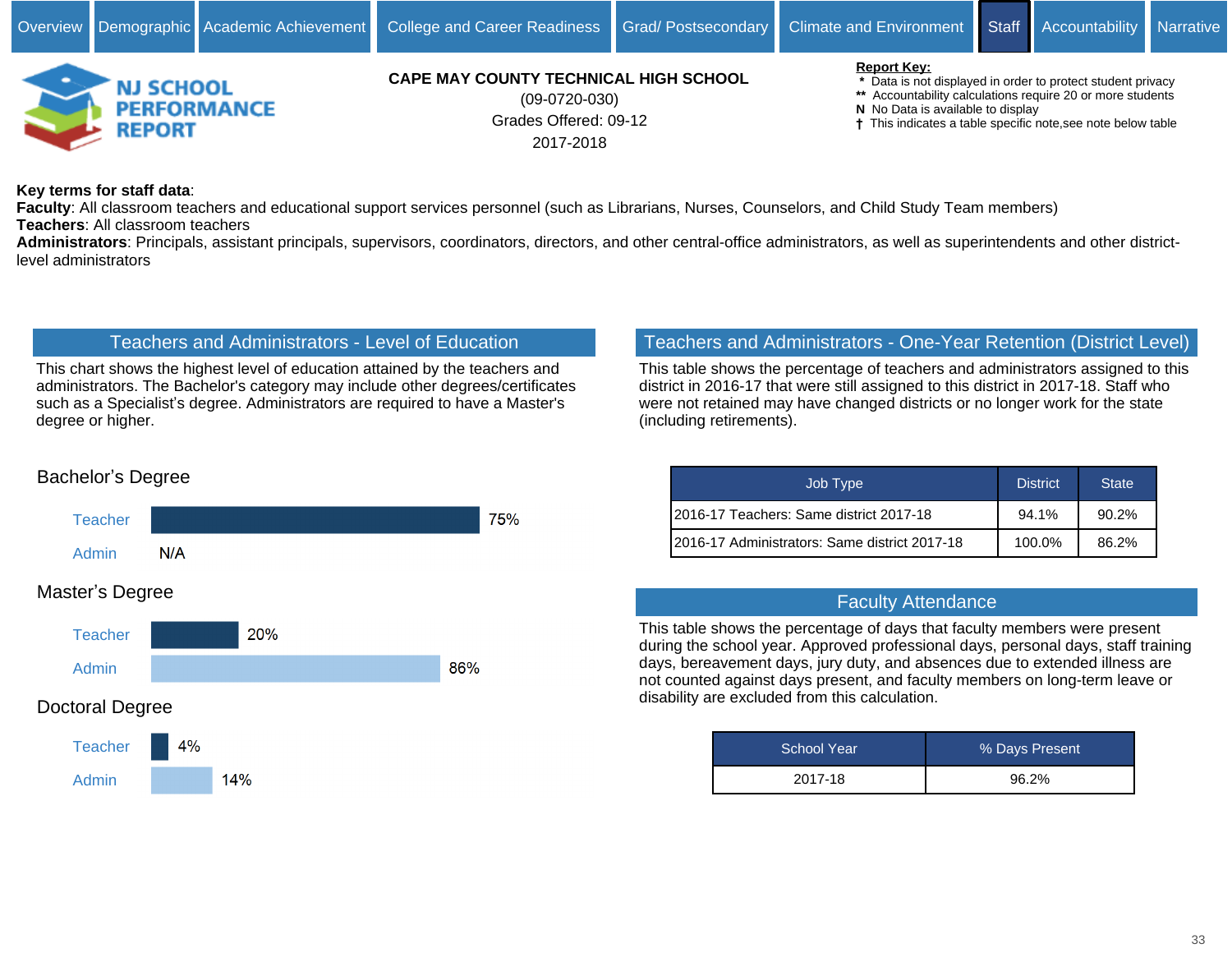Overview | Demographic | Academic Achievement | College and Career Readiness | Grad/ Postsecondary | Climate and Environment | Staff | Accountability | Narrative

NJ SCHOOL PERFORMANCE REPORT

**CAPE MAY COUNTY TECHNICAL HIGH SCHOOL**
(09-0720-030)
Grades Offered: 09-12
2017-2018

**Report Key:**
- * Data is not displayed in order to protect student privacy
- ** Accountability calculations require 20 or more students
- N No Data is available to display
- † This indicates a table specific note,see note below table

**Key terms for staff data**:
**Faculty**: All classroom teachers and educational support services personnel (such as Librarians, Nurses, Counselors, and Child Study Team members)
**Teachers**: All classroom teachers
**Administrators**: Principals, assistant principals, supervisors, coordinators, directors, and other central-office administrators, as well as superintendents and other district-level administrators

## Teachers and Administrators - Level of Education

This chart shows the highest level of education attained by the teachers and administrators. The Bachelor's category may include other degrees/certificates such as a Specialist's degree. Administrators are required to have a Master's degree or higher.

### Bachelor's Degree

| | |
|---|---|
| Teacher | 75% |
| Admin | N/A |

### Master's Degree

| | |
|---|---|
| Teacher | 20% |
| Admin | 86% |

### Doctoral Degree

| | |
|---|---|
| Teacher | 4% |
| Admin | 14% |

## Teachers and Administrators - One-Year Retention (District Level)

This table shows the percentage of teachers and administrators assigned to this district in 2016-17 that were still assigned to this district in 2017-18. Staff who were not retained may have changed districts or no longer work for the state (including retirements).

| Job Type | District | State |
|---|---|---|
| 2016-17 Teachers: Same district 2017-18 | 94.1% | 90.2% |
| 2016-17 Administrators: Same district 2017-18 | 100.0% | 86.2% |

## Faculty Attendance

This table shows the percentage of days that faculty members were present during the school year. Approved professional days, personal days, staff training days, bereavement days, jury duty, and absences due to extended illness are not counted against days present, and faculty members on long-term leave or disability are excluded from this calculation.

| School Year | % Days Present |
|---|---|
| 2017-18 | 96.2% |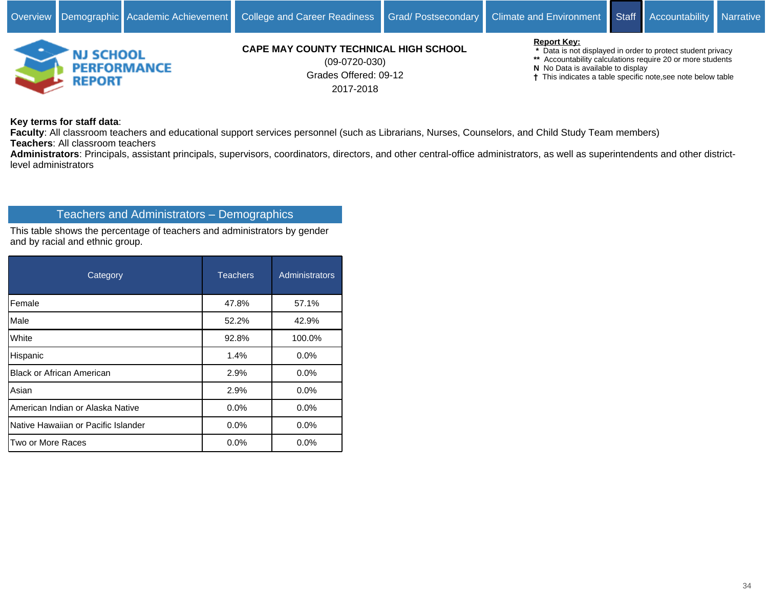Overview | Demographic | Academic Achievement | College and Career Readiness | Grad/ Postsecondary | Climate and Environment | Staff | Accountability | Narrative

NJ SCHOOL PERFORMANCE REPORT

**CAPE MAY COUNTY TECHNICAL HIGH SCHOOL**
(09-0720-030)
Grades Offered: 09-12
2017-2018

**Report Key:**
- **\*** Data is not displayed in order to protect student privacy
- **\*\*** Accountability calculations require 20 or more students
- **N** No Data is available to display
- **†** This indicates a table specific note,see note below table

**Key terms for staff data**:
**Faculty**: All classroom teachers and educational support services personnel (such as Librarians, Nurses, Counselors, and Child Study Team members)
**Teachers**: All classroom teachers
**Administrators**: Principals, assistant principals, supervisors, coordinators, directors, and other central-office administrators, as well as superintendents and other district-level administrators

## Teachers and Administrators – Demographics

This table shows the percentage of teachers and administrators by gender and by racial and ethnic group.

| Category | Teachers | Administrators |
|---|---|---|
| Female | 47.8% | 57.1% |
| Male | 52.2% | 42.9% |
| White | 92.8% | 100.0% |
| Hispanic | 1.4% | 0.0% |
| Black or African American | 2.9% | 0.0% |
| Asian | 2.9% | 0.0% |
| American Indian or Alaska Native | 0.0% | 0.0% |
| Native Hawaiian or Pacific Islander | 0.0% | 0.0% |
| Two or More Races | 0.0% | 0.0% |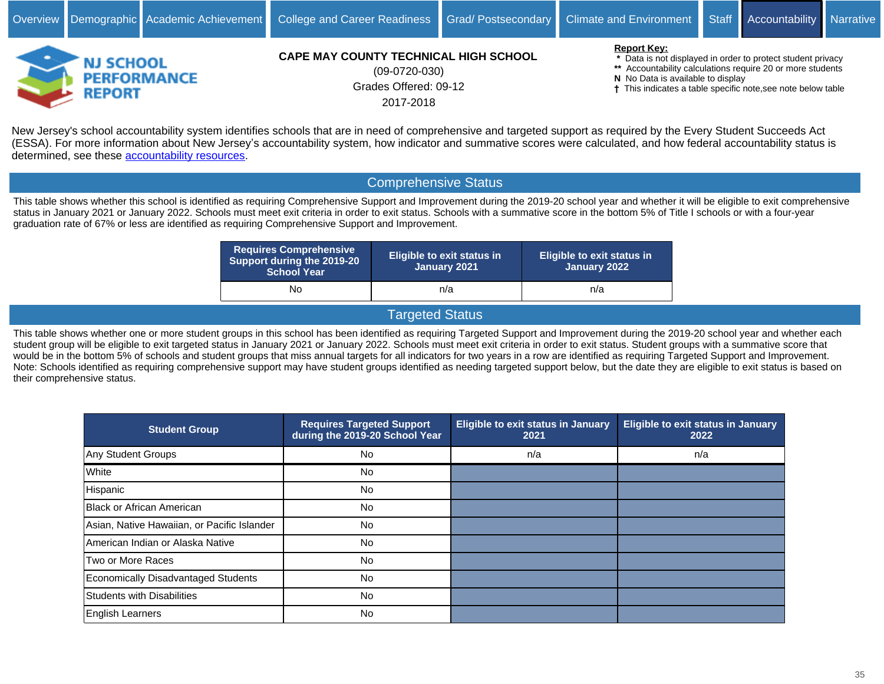Overview | Demographic | Academic Achievement | College and Career Readiness | Grad/ Postsecondary | Climate and Environment | Staff | Accountability | Narrative

**NJ SCHOOL PERFORMANCE REPORT**

**CAPE MAY COUNTY TECHNICAL HIGH SCHOOL**
(09-0720-030)
Grades Offered: 09-12
2017-2018

**Report Key:**
- * Data is not displayed in order to protect student privacy
- ** Accountability calculations require 20 or more students
- N No Data is available to display
- † This indicates a table specific note,see note below table

New Jersey's school accountability system identifies schools that are in need of comprehensive and targeted support as required by the Every Student Succeeds Act (ESSA). For more information about New Jersey's accountability system, how indicator and summative scores were calculated, and how federal accountability status is determined, see these accountability resources.

## Comprehensive Status

This table shows whether this school is identified as requiring Comprehensive Support and Improvement during the 2019-20 school year and whether it will be eligible to exit comprehensive status in January 2021 or January 2022. Schools must meet exit criteria in order to exit status. Schools with a summative score in the bottom 5% of Title I schools or with a four-year graduation rate of 67% or less are identified as requiring Comprehensive Support and Improvement.

| Requires Comprehensive Support during the 2019-20 School Year | Eligible to exit status in January 2021 | Eligible to exit status in January 2022 |
|---|---|---|
| No | n/a | n/a |

## Targeted Status

This table shows whether one or more student groups in this school has been identified as requiring Targeted Support and Improvement during the 2019-20 school year and whether each student group will be eligible to exit targeted status in January 2021 or January 2022. Schools must meet exit criteria in order to exit status. Student groups with a summative score that would be in the bottom 5% of schools and student groups that miss annual targets for all indicators for two years in a row are identified as requiring Targeted Support and Improvement. Note: Schools identified as requiring comprehensive support may have student groups identified as needing targeted support below, but the date they are eligible to exit status is based on their comprehensive status.

| Student Group | Requires Targeted Support during the 2019-20 School Year | Eligible to exit status in January 2021 | Eligible to exit status in January 2022 |
|---|---|---|---|
| Any Student Groups | No | n/a | n/a |
| White | No | | |
| Hispanic | No | | |
| Black or African American | No | | |
| Asian, Native Hawaiian, or Pacific Islander | No | | |
| American Indian or Alaska Native | No | | |
| Two or More Races | No | | |
| Economically Disadvantaged Students | No | | |
| Students with Disabilities | No | | |
| English Learners | No | | |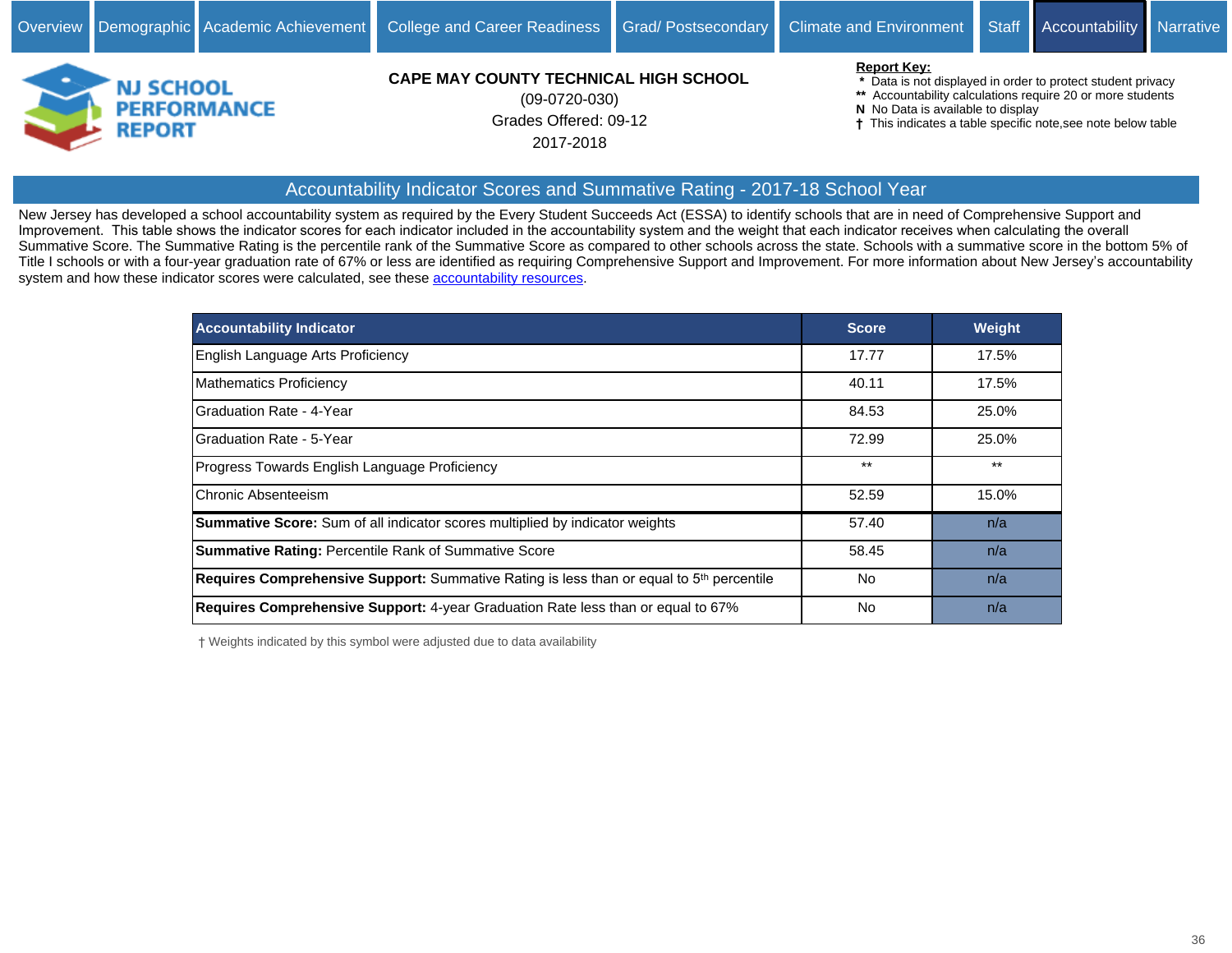Overview | Demographic | Academic Achievement | College and Career Readiness | Grad/ Postsecondary | Climate and Environment | Staff | Accountability | Narrative

**NJ SCHOOL PERFORMANCE REPORT**

**CAPE MAY COUNTY TECHNICAL HIGH SCHOOL**
(09-0720-030)
Grades Offered: 09-12
2017-2018

**Report Key:**
- \* Data is not displayed in order to protect student privacy
- \*\* Accountability calculations require 20 or more students
- **N** No Data is available to display
- † This indicates a table specific note,see note below table

## Accountability Indicator Scores and Summative Rating - 2017-18 School Year

New Jersey has developed a school accountability system as required by the Every Student Succeeds Act (ESSA) to identify schools that are in need of Comprehensive Support and Improvement. This table shows the indicator scores for each indicator included in the accountability system and the weight that each indicator receives when calculating the overall Summative Score. The Summative Rating is the percentile rank of the Summative Score as compared to other schools across the state. Schools with a summative score in the bottom 5% of Title I schools or with a four-year graduation rate of 67% or less are identified as requiring Comprehensive Support and Improvement. For more information about New Jersey's accountability system and how these indicator scores were calculated, see these accountability resources.

| Accountability Indicator | Score | Weight |
|---|---|---|
| English Language Arts Proficiency | 17.77 | 17.5% |
| Mathematics Proficiency | 40.11 | 17.5% |
| Graduation Rate - 4-Year | 84.53 | 25.0% |
| Graduation Rate - 5-Year | 72.99 | 25.0% |
| Progress Towards English Language Proficiency | ** | ** |
| Chronic Absenteeism | 52.59 | 15.0% |
| **Summative Score:** Sum of all indicator scores multiplied by indicator weights | 57.40 | n/a |
| **Summative Rating:** Percentile Rank of Summative Score | 58.45 | n/a |
| **Requires Comprehensive Support:** Summative Rating is less than or equal to 5th percentile | No | n/a |
| **Requires Comprehensive Support:** 4-year Graduation Rate less than or equal to 67% | No | n/a |

† Weights indicated by this symbol were adjusted due to data availability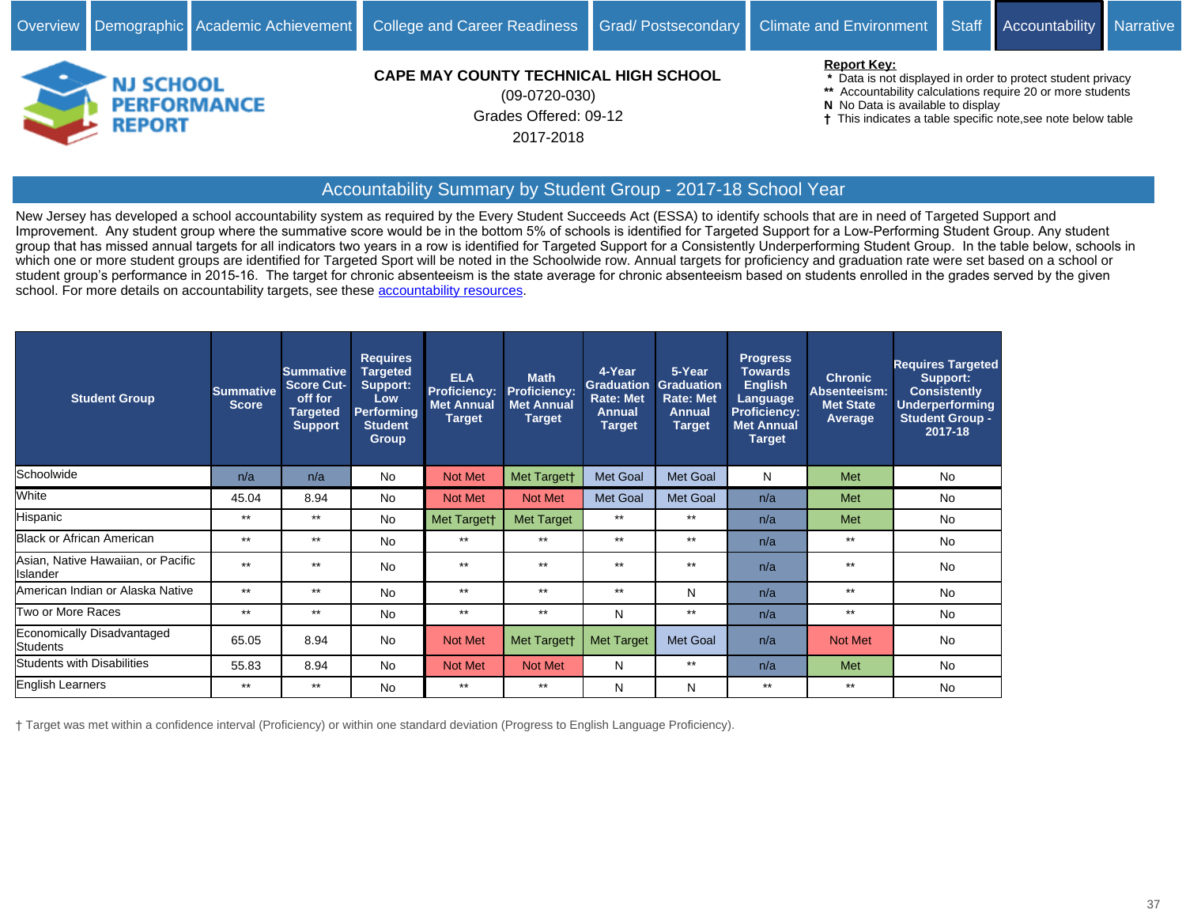Overview | Demographic | Academic Achievement | College and Career Readiness | Grad/ Postsecondary | Climate and Environment | Staff | Accountability | Narrative

NJ SCHOOL PERFORMANCE REPORT

**CAPE MAY COUNTY TECHNICAL HIGH SCHOOL**
(09-0720-030)
Grades Offered: 09-12
2017-2018

**Report Key:**
- \* Data is not displayed in order to protect student privacy
- \*\* Accountability calculations require 20 or more students
- **N** No Data is available to display
- † This indicates a table specific note,see note below table

## Accountability Summary by Student Group - 2017-18 School Year

New Jersey has developed a school accountability system as required by the Every Student Succeeds Act (ESSA) to identify schools that are in need of Targeted Support and Improvement. Any student group where the summative score would be in the bottom 5% of schools is identified for Targeted Support for a Low-Performing Student Group. Any student group that has missed annual targets for all indicators two years in a row is identified for Targeted Support for a Consistently Underperforming Student Group. In the table below, schools in which one or more student groups are identified for Targeted Sport will be noted in the Schoolwide row. Annual targets for proficiency and graduation rate were set based on a school or student group's performance in 2015-16. The target for chronic absenteeism is the state average for chronic absenteeism based on students enrolled in the grades served by the given school. For more details on accountability targets, see these accountability resources.

| Student Group | Summative Score | Summative Score Cut-off for Targeted Support | Requires Targeted Support: Low Performing Student Group | ELA Proficiency: Met Annual Target | Math Proficiency: Met Annual Target | 4-Year Graduation Rate: Met Annual Target | 5-Year Graduation Rate: Met Annual Target | Progress Towards English Language Proficiency: Met Annual Target | Chronic Absenteeism: Met State Average | Requires Targeted Support: Consistently Underperforming Student Group - 2017-18 |
|---|---|---|---|---|---|---|---|---|---|---|
| Schoolwide | n/a | n/a | No | Not Met | Met Target† | Met Goal | Met Goal | N | Met | No |
| White | 45.04 | 8.94 | No | Not Met | Not Met | Met Goal | Met Goal | n/a | Met | No |
| Hispanic | ** | ** | No | Met Target† | Met Target | ** | ** | n/a | Met | No |
| Black or African American | ** | ** | No | ** | ** | ** | ** | n/a | ** | No |
| Asian, Native Hawaiian, or Pacific Islander | ** | ** | No | ** | ** | ** | ** | n/a | ** | No |
| American Indian or Alaska Native | ** | ** | No | ** | ** | ** | N | n/a | ** | No |
| Two or More Races | ** | ** | No | ** | ** | N | ** | n/a | ** | No |
| Economically Disadvantaged Students | 65.05 | 8.94 | No | Not Met | Met Target† | Met Target | Met Goal | n/a | Not Met | No |
| Students with Disabilities | 55.83 | 8.94 | No | Not Met | Not Met | N | ** | n/a | Met | No |
| English Learners | ** | ** | No | ** | ** | N | N | ** | ** | No |

† Target was met within a confidence interval (Proficiency) or within one standard deviation (Progress to English Language Proficiency).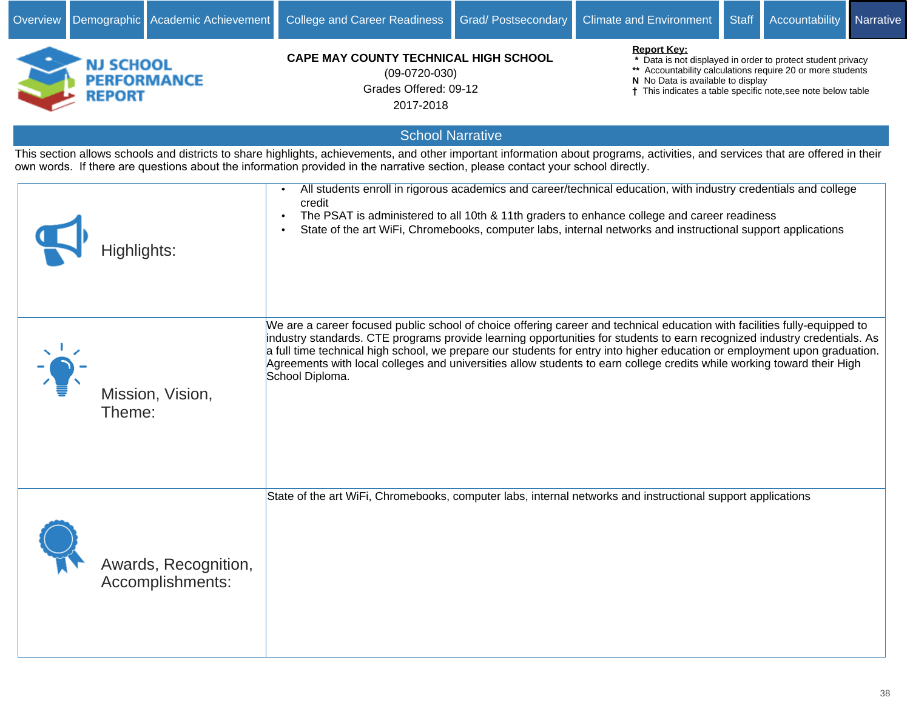Overview | Demographic | Academic Achievement | College and Career Readiness | Grad/ Postsecondary | Climate and Environment | Staff | Accountability | Narrative

**NJ SCHOOL PERFORMANCE REPORT**

**CAPE MAY COUNTY TECHNICAL HIGH SCHOOL**
(09-0720-030)
Grades Offered: 09-12
2017-2018

**Report Key:**
- * Data is not displayed in order to protect student privacy
- ** Accountability calculations require 20 or more students
- N No Data is available to display
- † This indicates a table specific note,see note below table

## School Narrative

This section allows schools and districts to share highlights, achievements, and other important information about programs, activities, and services that are offered in their own words. If there are questions about the information provided in the narrative section, please contact your school directly.

| | |
|---|---|
| Highlights: | • All students enroll in rigorous academics and career/technical education, with industry credentials and college credit<br>• The PSAT is administered to all 10th & 11th graders to enhance college and career readiness<br>• State of the art WiFi, Chromebooks, computer labs, internal networks and instructional support applications |
| Mission, Vision, Theme: | We are a career focused public school of choice offering career and technical education with facilities fully-equipped to industry standards. CTE programs provide learning opportunities for students to earn recognized industry credentials. As a full time technical high school, we prepare our students for entry into higher education or employment upon graduation. Agreements with local colleges and universities allow students to earn college credits while working toward their High School Diploma. |
| Awards, Recognition, Accomplishments: | State of the art WiFi, Chromebooks, computer labs, internal networks and instructional support applications |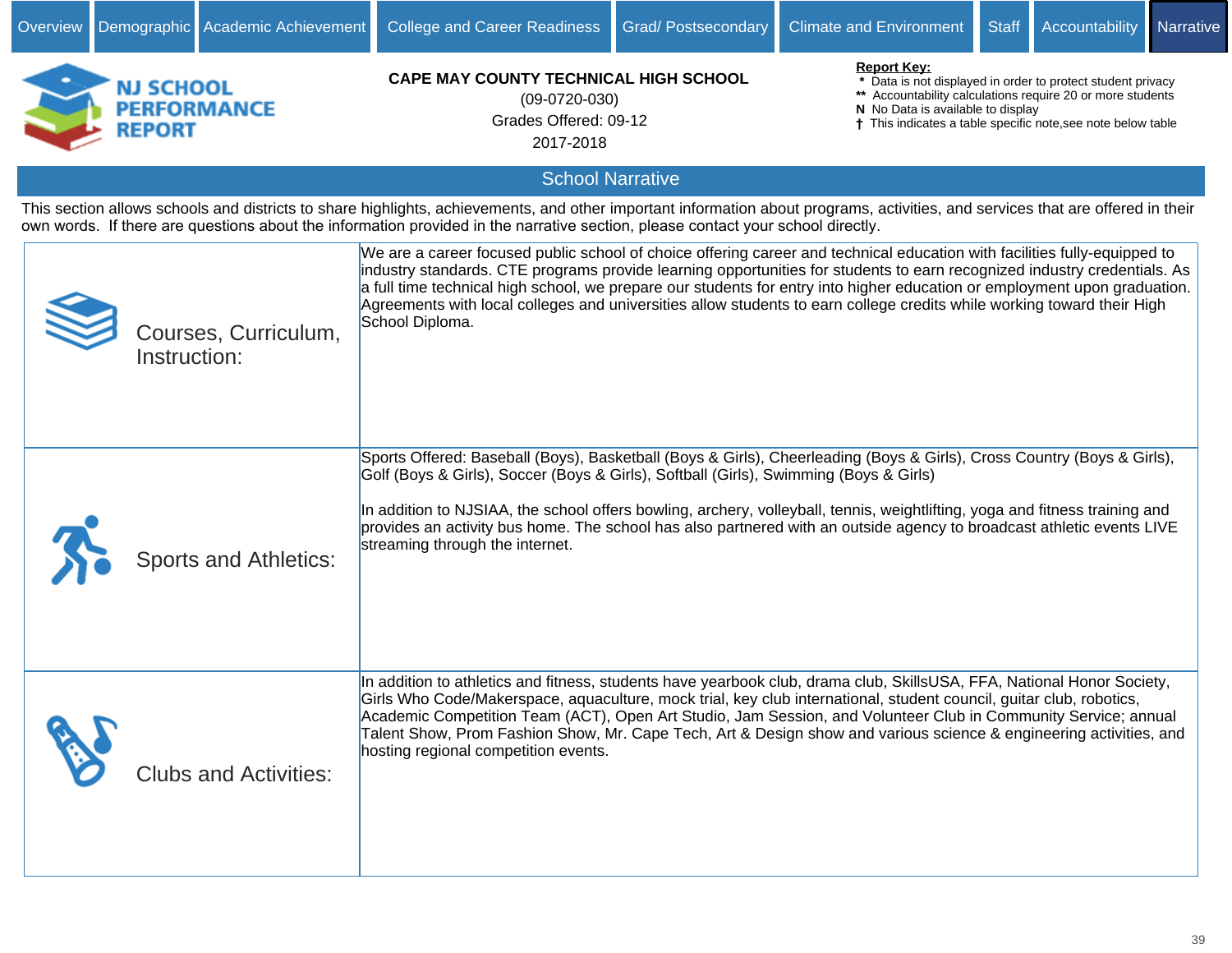Overview | Demographic | Academic Achievement | College and Career Readiness | Grad/ Postsecondary | Climate and Environment | Staff | Accountability | Narrative

**NJ SCHOOL PERFORMANCE REPORT**

**CAPE MAY COUNTY TECHNICAL HIGH SCHOOL**
(09-0720-030)
Grades Offered: 09-12
2017-2018

**Report Key:**
- \* Data is not displayed in order to protect student privacy
- \*\* Accountability calculations require 20 or more students
- N No Data is available to display
- † This indicates a table specific note,see note below table

## School Narrative

This section allows schools and districts to share highlights, achievements, and other important information about programs, activities, and services that are offered in their own words. If there are questions about the information provided in the narrative section, please contact your school directly.

| | |
|---|---|
| Courses, Curriculum, Instruction: | We are a career focused public school of choice offering career and technical education with facilities fully-equipped to industry standards. CTE programs provide learning opportunities for students to earn recognized industry credentials. As a full time technical high school, we prepare our students for entry into higher education or employment upon graduation. Agreements with local colleges and universities allow students to earn college credits while working toward their High School Diploma. |
| Sports and Athletics: | Sports Offered: Baseball (Boys), Basketball (Boys & Girls), Cheerleading (Boys & Girls), Cross Country (Boys & Girls), Golf (Boys & Girls), Soccer (Boys & Girls), Softball (Girls), Swimming (Boys & Girls)<br><br>In addition to NJSIAA, the school offers bowling, archery, volleyball, tennis, weightlifting, yoga and fitness training and provides an activity bus home. The school has also partnered with an outside agency to broadcast athletic events LIVE streaming through the internet. |
| Clubs and Activities: | In addition to athletics and fitness, students have yearbook club, drama club, SkillsUSA, FFA, National Honor Society, Girls Who Code/Makerspace, aquaculture, mock trial, key club international, student council, guitar club, robotics, Academic Competition Team (ACT), Open Art Studio, Jam Session, and Volunteer Club in Community Service; annual Talent Show, Prom Fashion Show, Mr. Cape Tech, Art & Design show and various science & engineering activities, and hosting regional competition events. |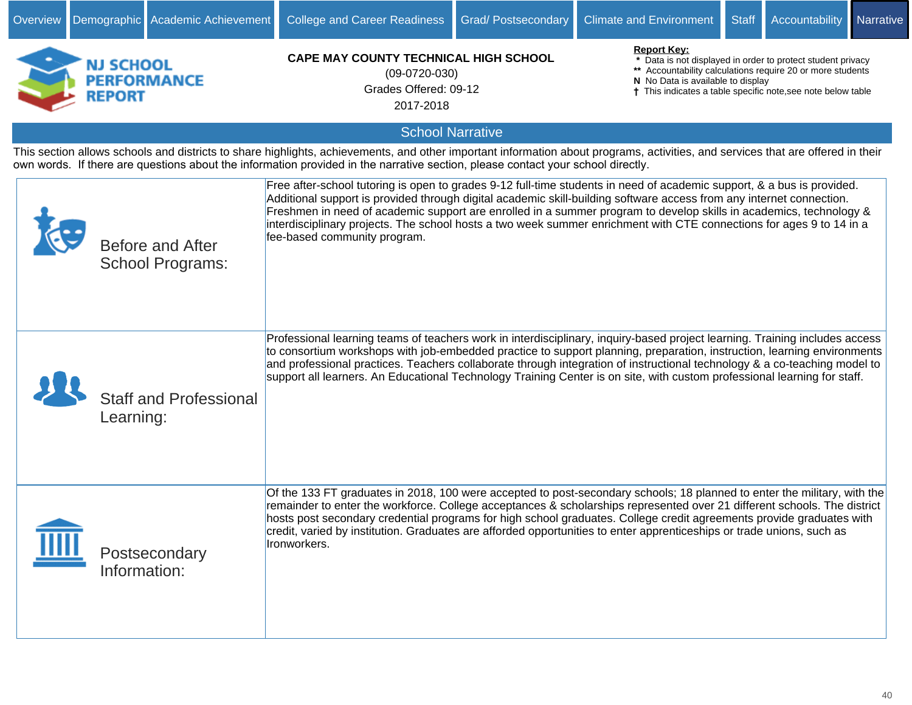Overview | Demographic | Academic Achievement | College and Career Readiness | Grad/ Postsecondary | Climate and Environment | Staff | Accountability | Narrative

**NJ SCHOOL PERFORMANCE REPORT**

**CAPE MAY COUNTY TECHNICAL HIGH SCHOOL**
(09-0720-030)
Grades Offered: 09-12
2017-2018

**Report Key:**
- \* Data is not displayed in order to protect student privacy
- ** Accountability calculations require 20 or more students
- N No Data is available to display
- † This indicates a table specific note,see note below table

## School Narrative

This section allows schools and districts to share highlights, achievements, and other important information about programs, activities, and services that are offered in their own words. If there are questions about the information provided in the narrative section, please contact your school directly.

| | |
|---|---|
| Before and After School Programs: | Free after-school tutoring is open to grades 9-12 full-time students in need of academic support, & a bus is provided. Additional support is provided through digital academic skill-building software access from any internet connection. Freshmen in need of academic support are enrolled in a summer program to develop skills in academics, technology & interdisciplinary projects. The school hosts a two week summer enrichment with CTE connections for ages 9 to 14 in a fee-based community program. |
| Staff and Professional Learning: | Professional learning teams of teachers work in interdisciplinary, inquiry-based project learning. Training includes access to consortium workshops with job-embedded practice to support planning, preparation, instruction, learning environments and professional practices. Teachers collaborate through integration of instructional technology & a co-teaching model to support all learners. An Educational Technology Training Center is on site, with custom professional learning for staff. |
| Postsecondary Information: | Of the 133 FT graduates in 2018, 100 were accepted to post-secondary schools; 18 planned to enter the military, with the remainder to enter the workforce. College acceptances & scholarships represented over 21 different schools. The district hosts post secondary credential programs for high school graduates. College credit agreements provide graduates with credit, varied by institution. Graduates are afforded opportunities to enter apprenticeships or trade unions, such as Ironworkers. |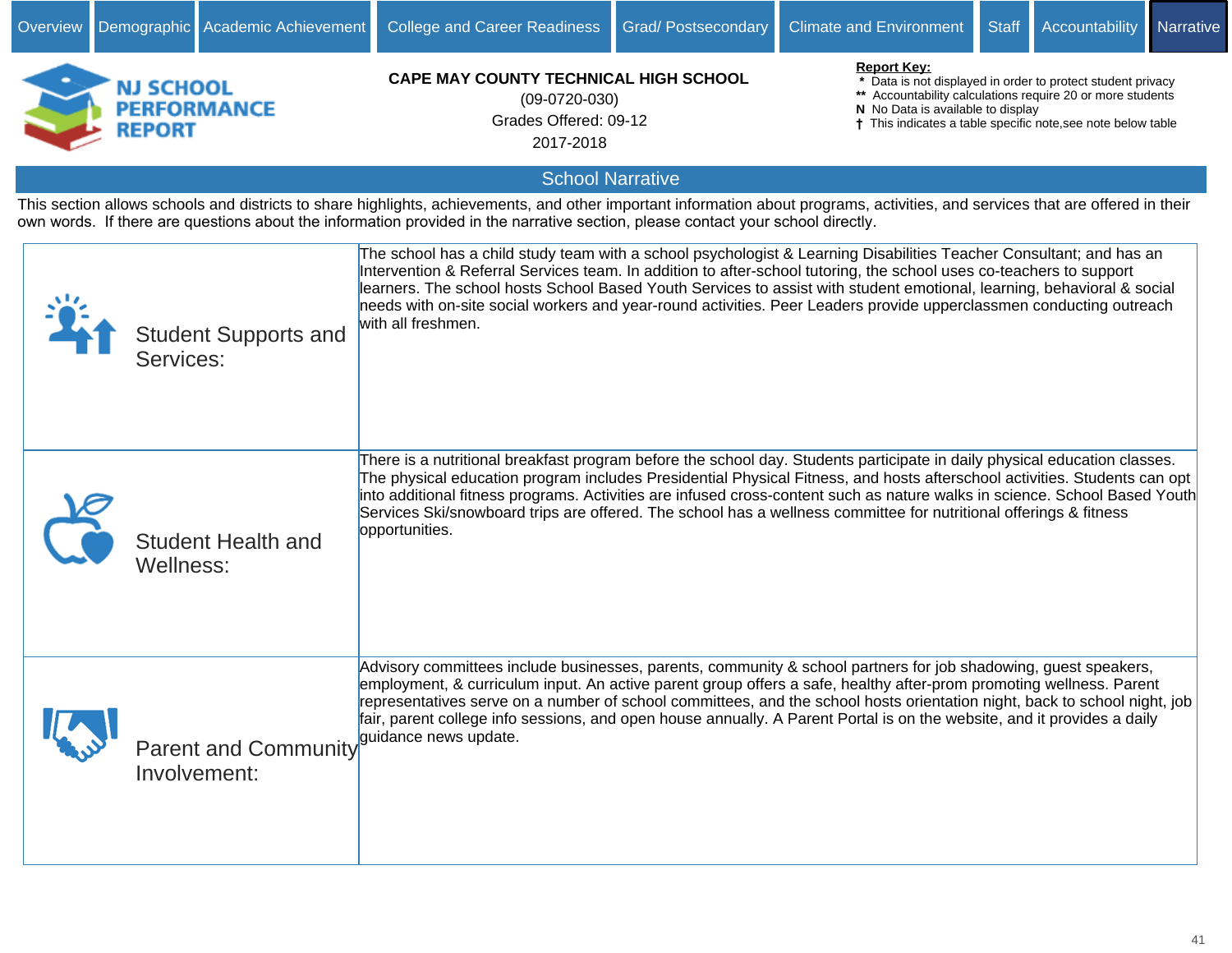Overview | Demographic | Academic Achievement | College and Career Readiness | Grad/ Postsecondary | Climate and Environment | Staff | Accountability | Narrative

**NJ SCHOOL PERFORMANCE REPORT**

**CAPE MAY COUNTY TECHNICAL HIGH SCHOOL**
(09-0720-030)
Grades Offered: 09-12
2017-2018

**Report Key:**
- * Data is not displayed in order to protect student privacy
- ** Accountability calculations require 20 or more students
- N No Data is available to display
- † This indicates a table specific note,see note below table

## School Narrative

This section allows schools and districts to share highlights, achievements, and other important information about programs, activities, and services that are offered in their own words. If there are questions about the information provided in the narrative section, please contact your school directly.

| | |
|---|---|
| Student Supports and Services: | The school has a child study team with a school psychologist & Learning Disabilities Teacher Consultant; and has an Intervention & Referral Services team. In addition to after-school tutoring, the school uses co-teachers to support learners. The school hosts School Based Youth Services to assist with student emotional, learning, behavioral & social needs with on-site social workers and year-round activities. Peer Leaders provide upperclassmen conducting outreach with all freshmen. |
| Student Health and Wellness: | There is a nutritional breakfast program before the school day. Students participate in daily physical education classes. The physical education program includes Presidential Physical Fitness, and hosts afterschool activities. Students can opt into additional fitness programs. Activities are infused cross-content such as nature walks in science. School Based Youth Services Ski/snowboard trips are offered. The school has a wellness committee for nutritional offerings & fitness opportunities. |
| Parent and Community Involvement: | Advisory committees include businesses, parents, community & school partners for job shadowing, guest speakers, employment, & curriculum input. An active parent group offers a safe, healthy after-prom promoting wellness. Parent representatives serve on a number of school committees, and the school hosts orientation night, back to school night, job fair, parent college info sessions, and open house annually. A Parent Portal is on the website, and it provides a daily guidance news update. |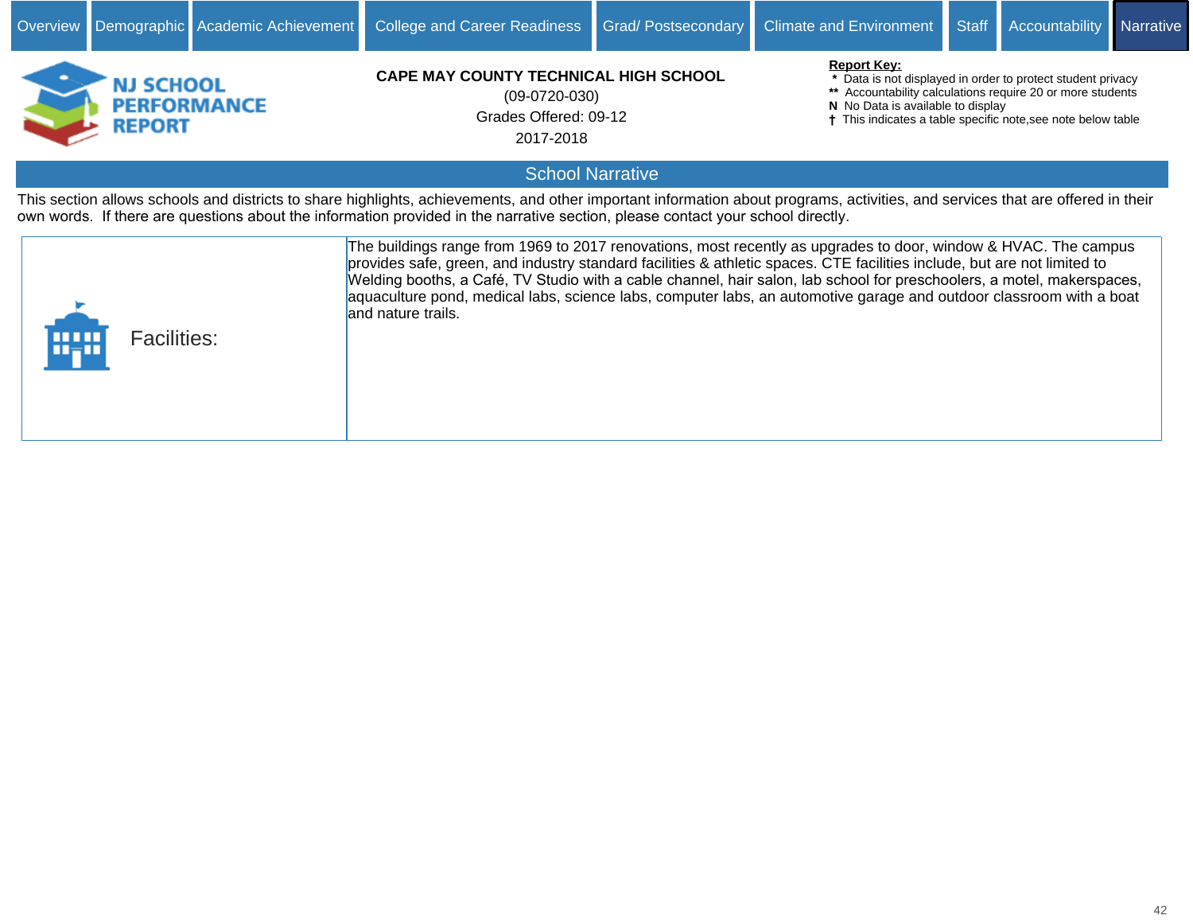Overview | Demographic | Academic Achievement | College and Career Readiness | Grad/ Postsecondary | Climate and Environment | Staff | Accountability | Narrative

NJ SCHOOL PERFORMANCE REPORT

**CAPE MAY COUNTY TECHNICAL HIGH SCHOOL**

(09-0720-030)

Grades Offered: 09-12

2017-2018

**Report Key:**

- * Data is not displayed in order to protect student privacy
- ** Accountability calculations require 20 or more students
- N No Data is available to display
- † This indicates a table specific note,see note below table

## School Narrative

This section allows schools and districts to share highlights, achievements, and other important information about programs, activities, and services that are offered in their own words. If there are questions about the information provided in the narrative section, please contact your school directly.

| | |
|---|---|
| Facilities: | The buildings range from 1969 to 2017 renovations, most recently as upgrades to door, window & HVAC. The campus provides safe, green, and industry standard facilities & athletic spaces. CTE facilities include, but are not limited to Welding booths, a Café, TV Studio with a cable channel, hair salon, lab school for preschoolers, a motel, makerspaces, aquaculture pond, medical labs, science labs, computer labs, an automotive garage and outdoor classroom with a boat and nature trails. |